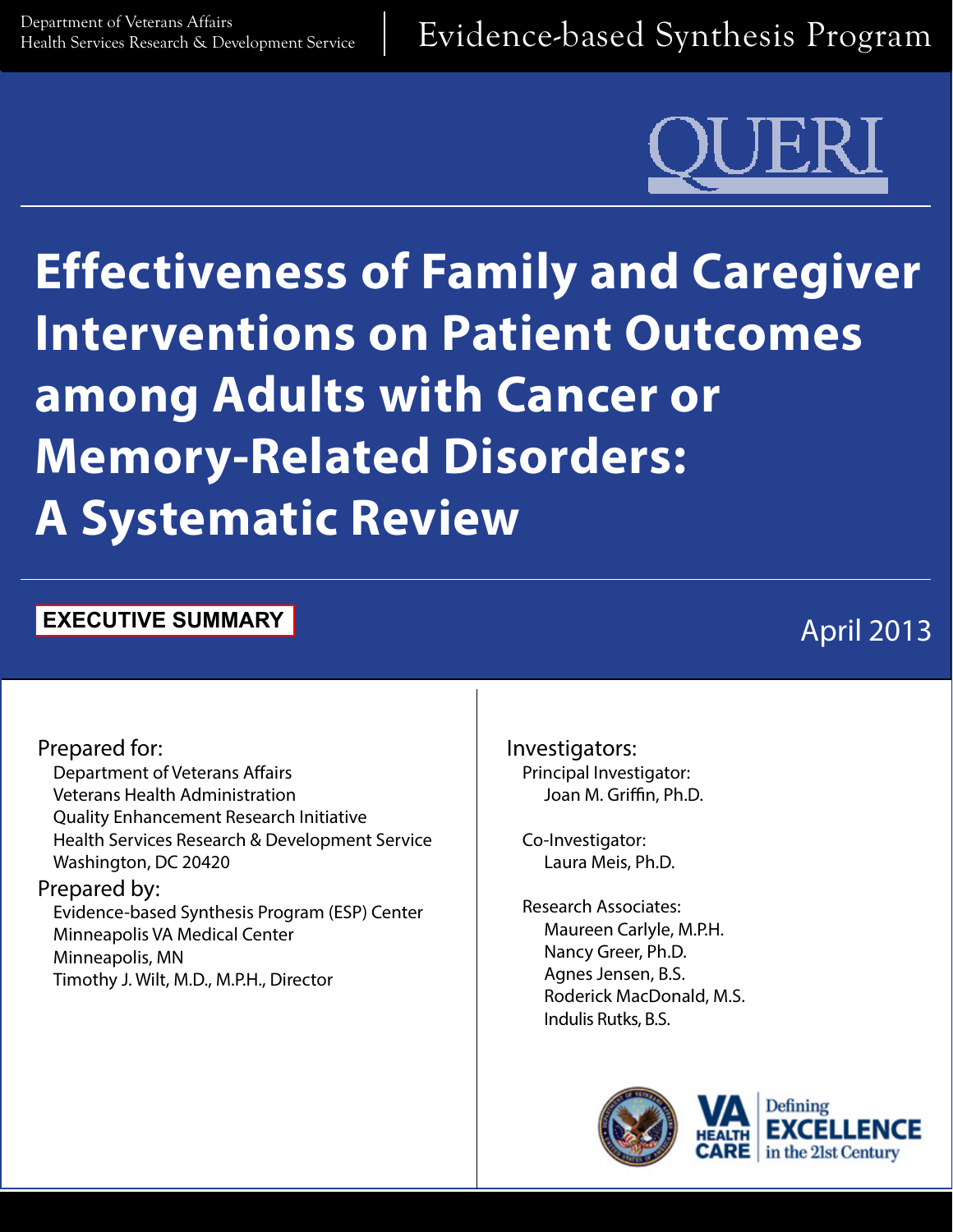Department of Veterans Affairs
Health Services Research & Development Service

Evidence-based Synthesis Program

QUERI

# Effectiveness of Family and Caregiver Interventions on Patient Outcomes among Adults with Cancer or Memory-Related Disorders: A Systematic Review

**EXECUTIVE SUMMARY**

April 2013

Prepared for:
Department of Veterans Affairs
Veterans Health Administration
Quality Enhancement Research Initiative
Health Services Research & Development Service
Washington, DC 20420

Prepared by:
Evidence-based Synthesis Program (ESP) Center
Minneapolis VA Medical Center
Minneapolis, MN
Timothy J. Wilt, M.D., M.P.H., Director

Investigators:

Principal Investigator:
Joan M. Griffin, Ph.D.

Co-Investigator:
Laura Meis, Ph.D.

Research Associates:
Maureen Carlyle, M.P.H.
Nancy Greer, Ph.D.
Agnes Jensen, B.S.
Roderick MacDonald, M.S.
Indulis Rutks, B.S.

VA HEALTH CARE | Defining EXCELLENCE in the 21st Century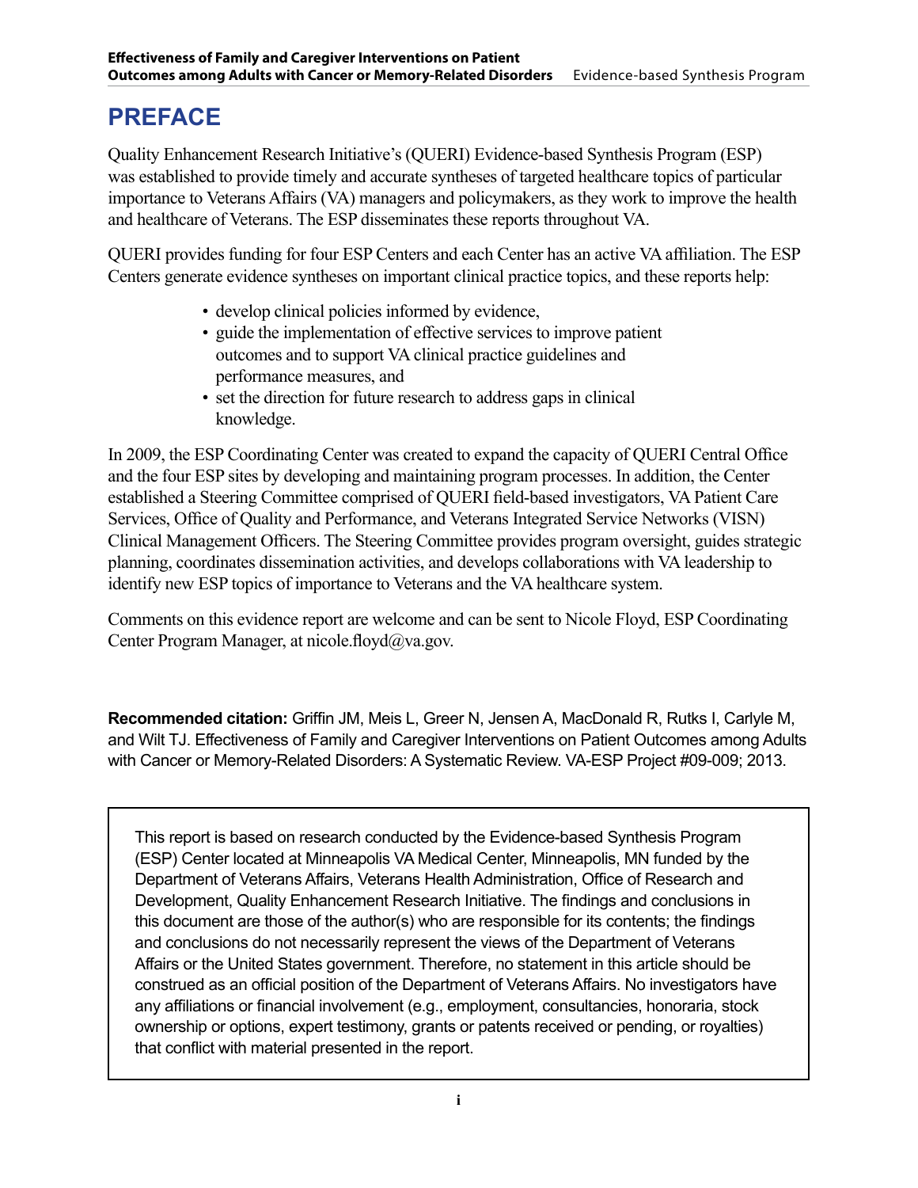# PREFACE

Quality Enhancement Research Initiative's (QUERI) Evidence-based Synthesis Program (ESP) was established to provide timely and accurate syntheses of targeted healthcare topics of particular importance to Veterans Affairs (VA) managers and policymakers, as they work to improve the health and healthcare of Veterans. The ESP disseminates these reports throughout VA.

QUERI provides funding for four ESP Centers and each Center has an active VA affiliation. The ESP Centers generate evidence syntheses on important clinical practice topics, and these reports help:

- develop clinical policies informed by evidence,
- guide the implementation of effective services to improve patient outcomes and to support VA clinical practice guidelines and performance measures, and
- set the direction for future research to address gaps in clinical knowledge.

In 2009, the ESP Coordinating Center was created to expand the capacity of QUERI Central Office and the four ESP sites by developing and maintaining program processes. In addition, the Center established a Steering Committee comprised of QUERI field-based investigators, VA Patient Care Services, Office of Quality and Performance, and Veterans Integrated Service Networks (VISN) Clinical Management Officers. The Steering Committee provides program oversight, guides strategic planning, coordinates dissemination activities, and develops collaborations with VA leadership to identify new ESP topics of importance to Veterans and the VA healthcare system.

Comments on this evidence report are welcome and can be sent to Nicole Floyd, ESP Coordinating Center Program Manager, at nicole.floyd@va.gov.

**Recommended citation:** Griffin JM, Meis L, Greer N, Jensen A, MacDonald R, Rutks I, Carlyle M, and Wilt TJ. Effectiveness of Family and Caregiver Interventions on Patient Outcomes among Adults with Cancer or Memory-Related Disorders: A Systematic Review. VA-ESP Project #09-009; 2013.

This report is based on research conducted by the Evidence-based Synthesis Program (ESP) Center located at Minneapolis VA Medical Center, Minneapolis, MN funded by the Department of Veterans Affairs, Veterans Health Administration, Office of Research and Development, Quality Enhancement Research Initiative. The findings and conclusions in this document are those of the author(s) who are responsible for its contents; the findings and conclusions do not necessarily represent the views of the Department of Veterans Affairs or the United States government. Therefore, no statement in this article should be construed as an official position of the Department of Veterans Affairs. No investigators have any affiliations or financial involvement (e.g., employment, consultancies, honoraria, stock ownership or options, expert testimony, grants or patents received or pending, or royalties) that conflict with material presented in the report.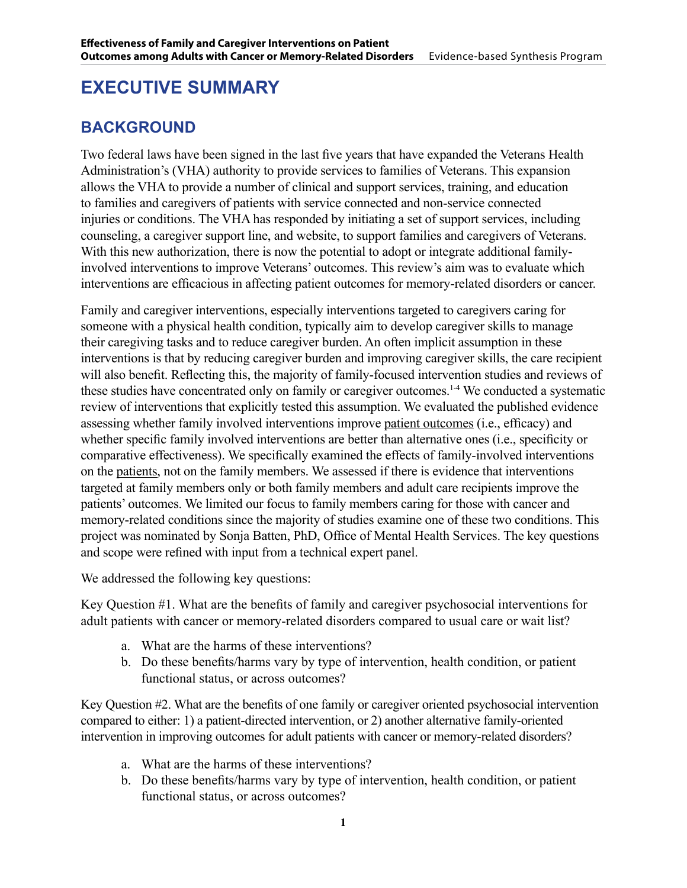# EXECUTIVE SUMMARY

## BACKGROUND

Two federal laws have been signed in the last five years that have expanded the Veterans Health Administration's (VHA) authority to provide services to families of Veterans. This expansion allows the VHA to provide a number of clinical and support services, training, and education to families and caregivers of patients with service connected and non-service connected injuries or conditions. The VHA has responded by initiating a set of support services, including counseling, a caregiver support line, and website, to support families and caregivers of Veterans. With this new authorization, there is now the potential to adopt or integrate additional family-involved interventions to improve Veterans' outcomes. This review's aim was to evaluate which interventions are efficacious in affecting patient outcomes for memory-related disorders or cancer.

Family and caregiver interventions, especially interventions targeted to caregivers caring for someone with a physical health condition, typically aim to develop caregiver skills to manage their caregiving tasks and to reduce caregiver burden. An often implicit assumption in these interventions is that by reducing caregiver burden and improving caregiver skills, the care recipient will also benefit. Reflecting this, the majority of family-focused intervention studies and reviews of these studies have concentrated only on family or caregiver outcomes.[1-4] We conducted a systematic review of interventions that explicitly tested this assumption. We evaluated the published evidence assessing whether family involved interventions improve <u>patient outcomes</u> (i.e., efficacy) and whether specific family involved interventions are better than alternative ones (i.e., specificity or comparative effectiveness). We specifically examined the effects of family-involved interventions on the <u>patients</u>, not on the family members. We assessed if there is evidence that interventions targeted at family members only or both family members and adult care recipients improve the patients' outcomes. We limited our focus to family members caring for those with cancer and memory-related conditions since the majority of studies examine one of these two conditions. This project was nominated by Sonja Batten, PhD, Office of Mental Health Services. The key questions and scope were refined with input from a technical expert panel.

We addressed the following key questions:

Key Question #1. What are the benefits of family and caregiver psychosocial interventions for adult patients with cancer or memory-related disorders compared to usual care or wait list?

a. What are the harms of these interventions?
b. Do these benefits/harms vary by type of intervention, health condition, or patient functional status, or across outcomes?

Key Question #2. What are the benefits of one family or caregiver oriented psychosocial intervention compared to either: 1) a patient-directed intervention, or 2) another alternative family-oriented intervention in improving outcomes for adult patients with cancer or memory-related disorders?

a. What are the harms of these interventions?
b. Do these benefits/harms vary by type of intervention, health condition, or patient functional status, or across outcomes?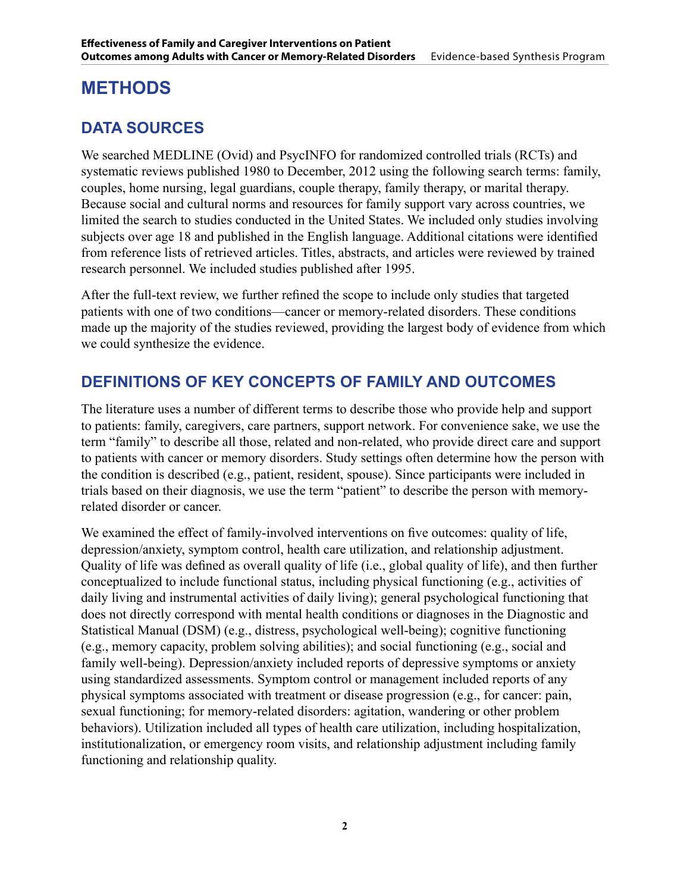# METHODS

## DATA SOURCES

We searched MEDLINE (Ovid) and PsycINFO for randomized controlled trials (RCTs) and systematic reviews published 1980 to December, 2012 using the following search terms: family, couples, home nursing, legal guardians, couple therapy, family therapy, or marital therapy. Because social and cultural norms and resources for family support vary across countries, we limited the search to studies conducted in the United States. We included only studies involving subjects over age 18 and published in the English language. Additional citations were identified from reference lists of retrieved articles. Titles, abstracts, and articles were reviewed by trained research personnel. We included studies published after 1995.

After the full-text review, we further refined the scope to include only studies that targeted patients with one of two conditions—cancer or memory-related disorders. These conditions made up the majority of the studies reviewed, providing the largest body of evidence from which we could synthesize the evidence.

## DEFINITIONS OF KEY CONCEPTS OF FAMILY AND OUTCOMES

The literature uses a number of different terms to describe those who provide help and support to patients: family, caregivers, care partners, support network. For convenience sake, we use the term "family" to describe all those, related and non-related, who provide direct care and support to patients with cancer or memory disorders. Study settings often determine how the person with the condition is described (e.g., patient, resident, spouse). Since participants were included in trials based on their diagnosis, we use the term "patient" to describe the person with memory-related disorder or cancer.

We examined the effect of family-involved interventions on five outcomes: quality of life, depression/anxiety, symptom control, health care utilization, and relationship adjustment. Quality of life was defined as overall quality of life (i.e., global quality of life), and then further conceptualized to include functional status, including physical functioning (e.g., activities of daily living and instrumental activities of daily living); general psychological functioning that does not directly correspond with mental health conditions or diagnoses in the Diagnostic and Statistical Manual (DSM) (e.g., distress, psychological well-being); cognitive functioning (e.g., memory capacity, problem solving abilities); and social functioning (e.g., social and family well-being). Depression/anxiety included reports of depressive symptoms or anxiety using standardized assessments. Symptom control or management included reports of any physical symptoms associated with treatment or disease progression (e.g., for cancer: pain, sexual functioning; for memory-related disorders: agitation, wandering or other problem behaviors). Utilization included all types of health care utilization, including hospitalization, institutionalization, or emergency room visits, and relationship adjustment including family functioning and relationship quality.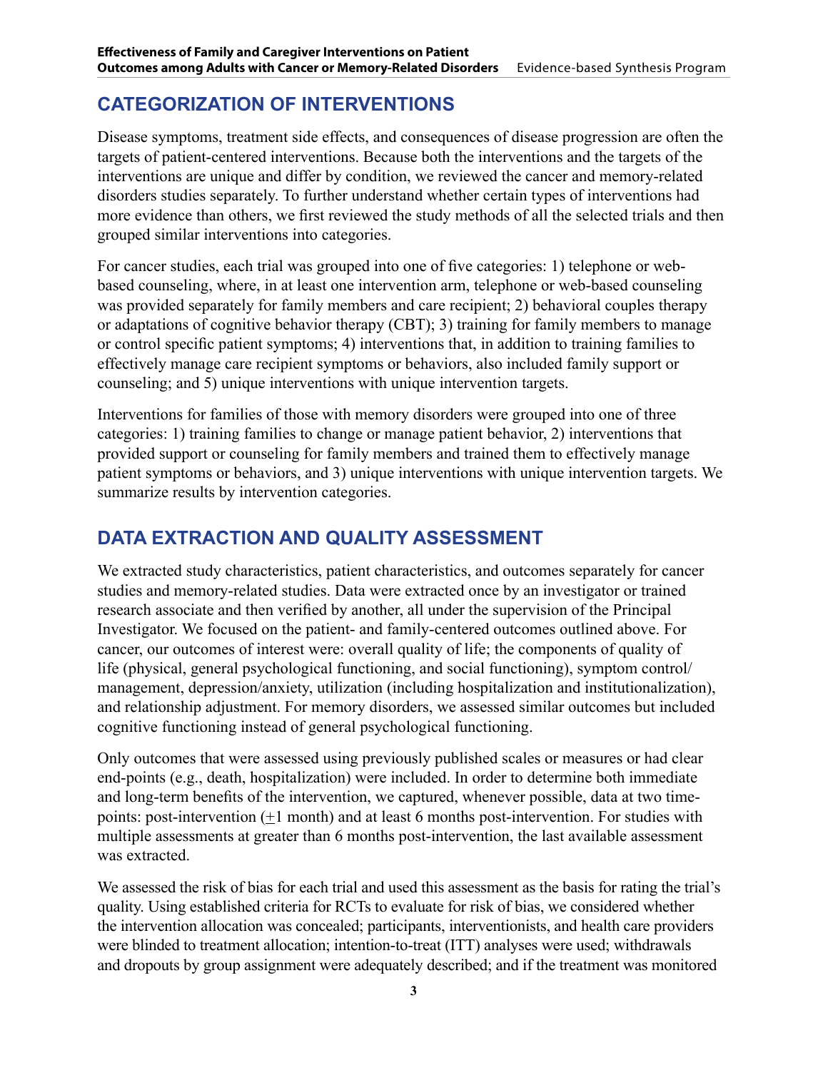## CATEGORIZATION OF INTERVENTIONS

Disease symptoms, treatment side effects, and consequences of disease progression are often the targets of patient-centered interventions. Because both the interventions and the targets of the interventions are unique and differ by condition, we reviewed the cancer and memory-related disorders studies separately. To further understand whether certain types of interventions had more evidence than others, we first reviewed the study methods of all the selected trials and then grouped similar interventions into categories.

For cancer studies, each trial was grouped into one of five categories: 1) telephone or web-based counseling, where, in at least one intervention arm, telephone or web-based counseling was provided separately for family members and care recipient; 2) behavioral couples therapy or adaptations of cognitive behavior therapy (CBT); 3) training for family members to manage or control specific patient symptoms; 4) interventions that, in addition to training families to effectively manage care recipient symptoms or behaviors, also included family support or counseling; and 5) unique interventions with unique intervention targets.

Interventions for families of those with memory disorders were grouped into one of three categories: 1) training families to change or manage patient behavior, 2) interventions that provided support or counseling for family members and trained them to effectively manage patient symptoms or behaviors, and 3) unique interventions with unique intervention targets. We summarize results by intervention categories.

## DATA EXTRACTION AND QUALITY ASSESSMENT

We extracted study characteristics, patient characteristics, and outcomes separately for cancer studies and memory-related studies. Data were extracted once by an investigator or trained research associate and then verified by another, all under the supervision of the Principal Investigator. We focused on the patient- and family-centered outcomes outlined above. For cancer, our outcomes of interest were: overall quality of life; the components of quality of life (physical, general psychological functioning, and social functioning), symptom control/management, depression/anxiety, utilization (including hospitalization and institutionalization), and relationship adjustment. For memory disorders, we assessed similar outcomes but included cognitive functioning instead of general psychological functioning.

Only outcomes that were assessed using previously published scales or measures or had clear end-points (e.g., death, hospitalization) were included. In order to determine both immediate and long-term benefits of the intervention, we captured, whenever possible, data at two time-points: post-intervention ($\pm$1 month) and at least 6 months post-intervention. For studies with multiple assessments at greater than 6 months post-intervention, the last available assessment was extracted.

We assessed the risk of bias for each trial and used this assessment as the basis for rating the trial's quality. Using established criteria for RCTs to evaluate for risk of bias, we considered whether the intervention allocation was concealed; participants, interventionists, and health care providers were blinded to treatment allocation; intention-to-treat (ITT) analyses were used; withdrawals and dropouts by group assignment were adequately described; and if the treatment was monitored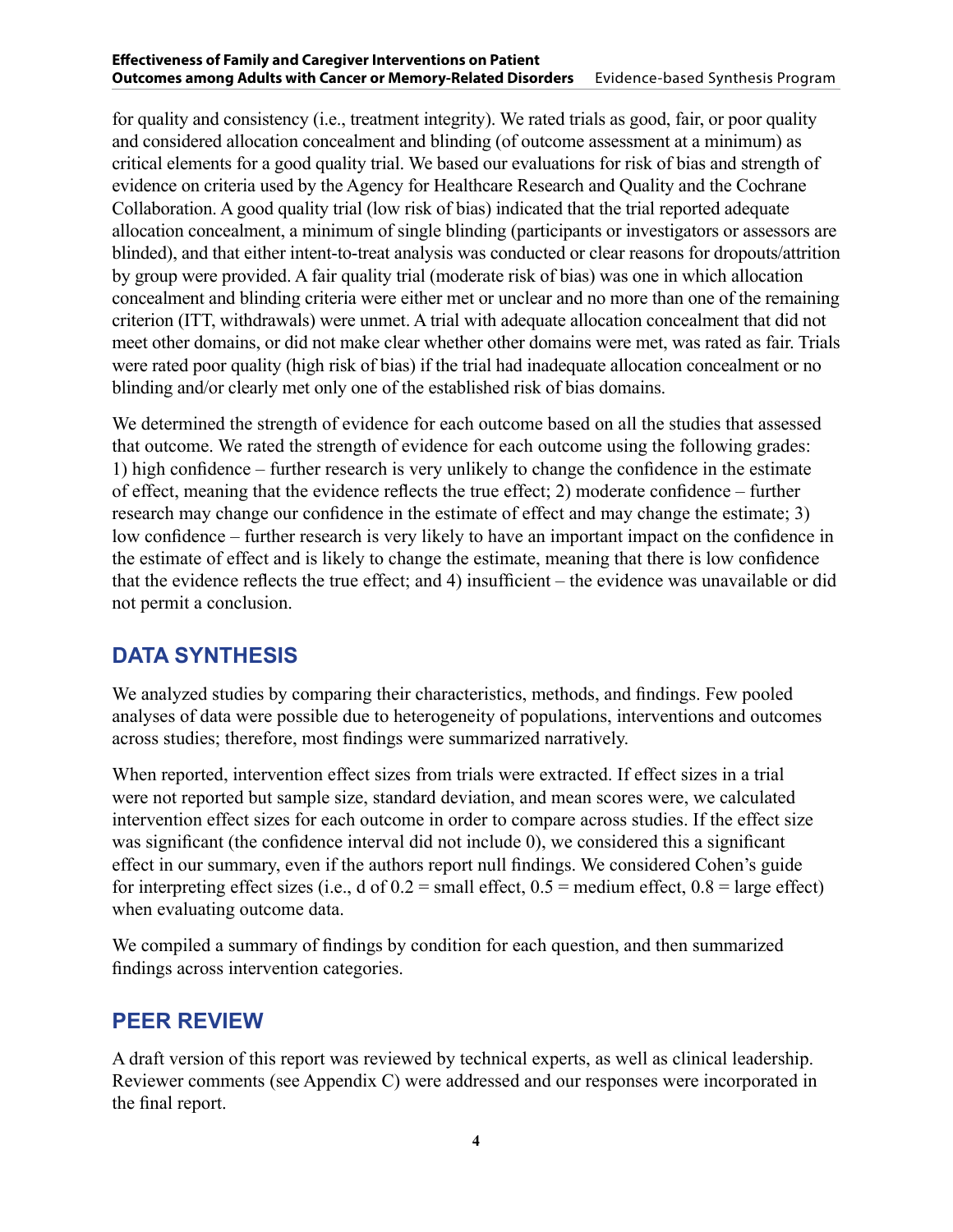for quality and consistency (i.e., treatment integrity). We rated trials as good, fair, or poor quality and considered allocation concealment and blinding (of outcome assessment at a minimum) as critical elements for a good quality trial. We based our evaluations for risk of bias and strength of evidence on criteria used by the Agency for Healthcare Research and Quality and the Cochrane Collaboration. A good quality trial (low risk of bias) indicated that the trial reported adequate allocation concealment, a minimum of single blinding (participants or investigators or assessors are blinded), and that either intent-to-treat analysis was conducted or clear reasons for dropouts/attrition by group were provided. A fair quality trial (moderate risk of bias) was one in which allocation concealment and blinding criteria were either met or unclear and no more than one of the remaining criterion (ITT, withdrawals) were unmet. A trial with adequate allocation concealment that did not meet other domains, or did not make clear whether other domains were met, was rated as fair. Trials were rated poor quality (high risk of bias) if the trial had inadequate allocation concealment or no blinding and/or clearly met only one of the established risk of bias domains.

We determined the strength of evidence for each outcome based on all the studies that assessed that outcome. We rated the strength of evidence for each outcome using the following grades: 1) high confidence – further research is very unlikely to change the confidence in the estimate of effect, meaning that the evidence reflects the true effect; 2) moderate confidence – further research may change our confidence in the estimate of effect and may change the estimate; 3) low confidence – further research is very likely to have an important impact on the confidence in the estimate of effect and is likely to change the estimate, meaning that there is low confidence that the evidence reflects the true effect; and 4) insufficient – the evidence was unavailable or did not permit a conclusion.

## DATA SYNTHESIS

We analyzed studies by comparing their characteristics, methods, and findings. Few pooled analyses of data were possible due to heterogeneity of populations, interventions and outcomes across studies; therefore, most findings were summarized narratively.

When reported, intervention effect sizes from trials were extracted. If effect sizes in a trial were not reported but sample size, standard deviation, and mean scores were, we calculated intervention effect sizes for each outcome in order to compare across studies. If the effect size was significant (the confidence interval did not include 0), we considered this a significant effect in our summary, even if the authors report null findings. We considered Cohen's guide for interpreting effect sizes (i.e., $d$ of $0.2$ = small effect, $0.5$ = medium effect, $0.8$ = large effect) when evaluating outcome data.

We compiled a summary of findings by condition for each question, and then summarized findings across intervention categories.

## PEER REVIEW

A draft version of this report was reviewed by technical experts, as well as clinical leadership. Reviewer comments (see Appendix C) were addressed and our responses were incorporated in the final report.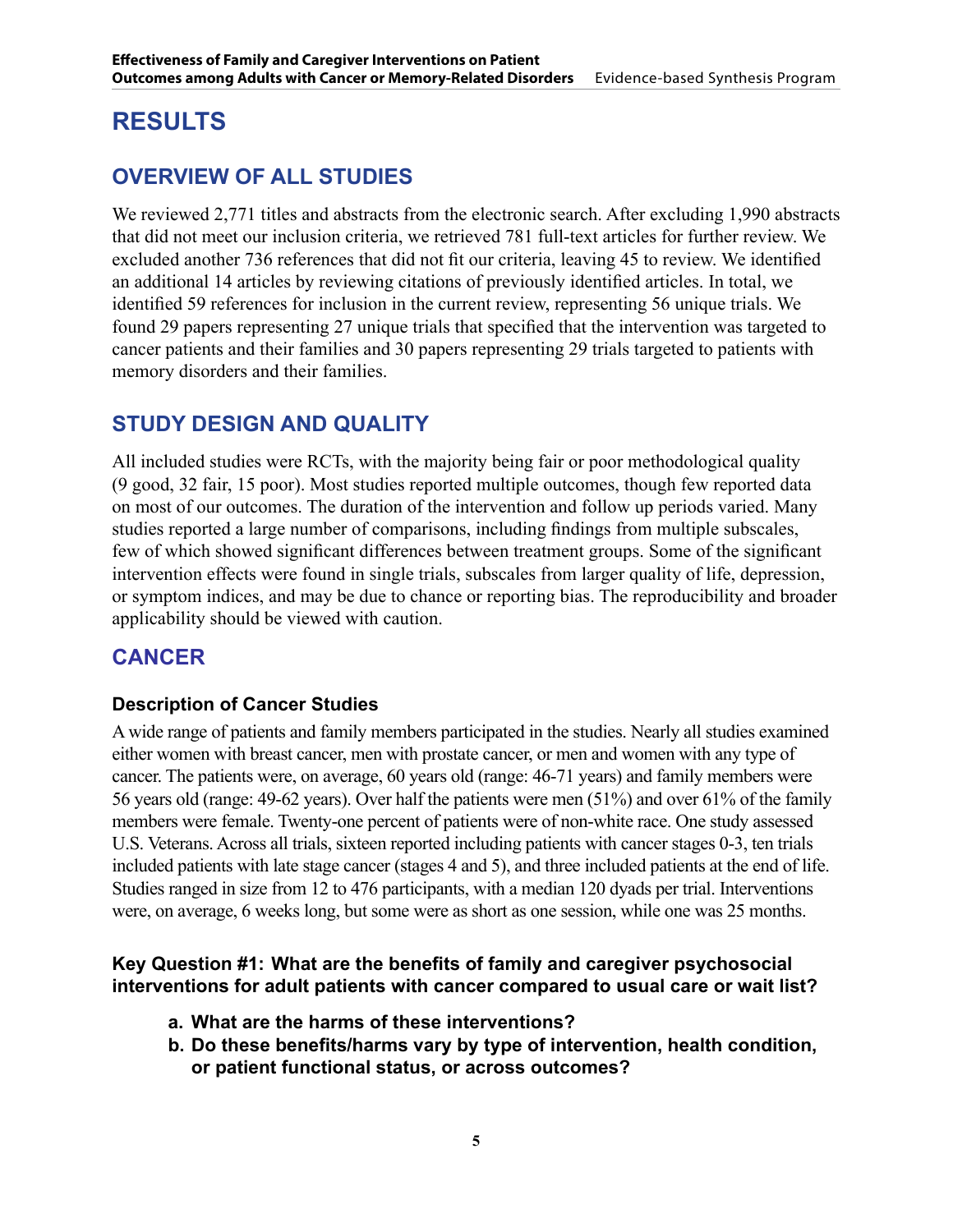# RESULTS

## OVERVIEW OF ALL STUDIES

We reviewed 2,771 titles and abstracts from the electronic search. After excluding 1,990 abstracts that did not meet our inclusion criteria, we retrieved 781 full-text articles for further review. We excluded another 736 references that did not fit our criteria, leaving 45 to review. We identified an additional 14 articles by reviewing citations of previously identified articles. In total, we identified 59 references for inclusion in the current review, representing 56 unique trials. We found 29 papers representing 27 unique trials that specified that the intervention was targeted to cancer patients and their families and 30 papers representing 29 trials targeted to patients with memory disorders and their families.

## STUDY DESIGN AND QUALITY

All included studies were RCTs, with the majority being fair or poor methodological quality (9 good, 32 fair, 15 poor). Most studies reported multiple outcomes, though few reported data on most of our outcomes. The duration of the intervention and follow up periods varied. Many studies reported a large number of comparisons, including findings from multiple subscales, few of which showed significant differences between treatment groups. Some of the significant intervention effects were found in single trials, subscales from larger quality of life, depression, or symptom indices, and may be due to chance or reporting bias. The reproducibility and broader applicability should be viewed with caution.

## CANCER

### Description of Cancer Studies

A wide range of patients and family members participated in the studies. Nearly all studies examined either women with breast cancer, men with prostate cancer, or men and women with any type of cancer. The patients were, on average, 60 years old (range: 46-71 years) and family members were 56 years old (range: 49-62 years). Over half the patients were men (51%) and over 61% of the family members were female. Twenty-one percent of patients were of non-white race. One study assessed U.S. Veterans. Across all trials, sixteen reported including patients with cancer stages 0-3, ten trials included patients with late stage cancer (stages 4 and 5), and three included patients at the end of life. Studies ranged in size from 12 to 476 participants, with a median 120 dyads per trial. Interventions were, on average, 6 weeks long, but some were as short as one session, while one was 25 months.

### Key Question #1: What are the benefits of family and caregiver psychosocial interventions for adult patients with cancer compared to usual care or wait list?

a. **What are the harms of these interventions?**
b. **Do these benefits/harms vary by type of intervention, health condition, or patient functional status, or across outcomes?**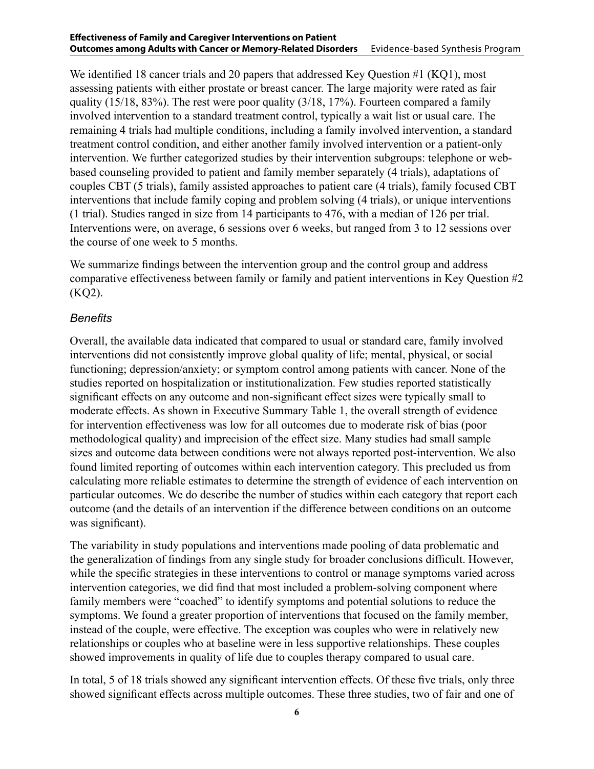We identified 18 cancer trials and 20 papers that addressed Key Question #1 (KQ1), most assessing patients with either prostate or breast cancer. The large majority were rated as fair quality (15/18, 83%). The rest were poor quality (3/18, 17%). Fourteen compared a family involved intervention to a standard treatment control, typically a wait list or usual care. The remaining 4 trials had multiple conditions, including a family involved intervention, a standard treatment control condition, and either another family involved intervention or a patient-only intervention. We further categorized studies by their intervention subgroups: telephone or web-based counseling provided to patient and family member separately (4 trials), adaptations of couples CBT (5 trials), family assisted approaches to patient care (4 trials), family focused CBT interventions that include family coping and problem solving (4 trials), or unique interventions (1 trial). Studies ranged in size from 14 participants to 476, with a median of 126 per trial. Interventions were, on average, 6 sessions over 6 weeks, but ranged from 3 to 12 sessions over the course of one week to 5 months.

We summarize findings between the intervention group and the control group and address comparative effectiveness between family or family and patient interventions in Key Question #2 (KQ2).

### *Benefits*

Overall, the available data indicated that compared to usual or standard care, family involved interventions did not consistently improve global quality of life; mental, physical, or social functioning; depression/anxiety; or symptom control among patients with cancer. None of the studies reported on hospitalization or institutionalization. Few studies reported statistically significant effects on any outcome and non-significant effect sizes were typically small to moderate effects. As shown in Executive Summary Table 1, the overall strength of evidence for intervention effectiveness was low for all outcomes due to moderate risk of bias (poor methodological quality) and imprecision of the effect size. Many studies had small sample sizes and outcome data between conditions were not always reported post-intervention. We also found limited reporting of outcomes within each intervention category. This precluded us from calculating more reliable estimates to determine the strength of evidence of each intervention on particular outcomes. We do describe the number of studies within each category that report each outcome (and the details of an intervention if the difference between conditions on an outcome was significant).

The variability in study populations and interventions made pooling of data problematic and the generalization of findings from any single study for broader conclusions difficult. However, while the specific strategies in these interventions to control or manage symptoms varied across intervention categories, we did find that most included a problem-solving component where family members were "coached" to identify symptoms and potential solutions to reduce the symptoms. We found a greater proportion of interventions that focused on the family member, instead of the couple, were effective. The exception was couples who were in relatively new relationships or couples who at baseline were in less supportive relationships. These couples showed improvements in quality of life due to couples therapy compared to usual care.

In total, 5 of 18 trials showed any significant intervention effects. Of these five trials, only three showed significant effects across multiple outcomes. These three studies, two of fair and one of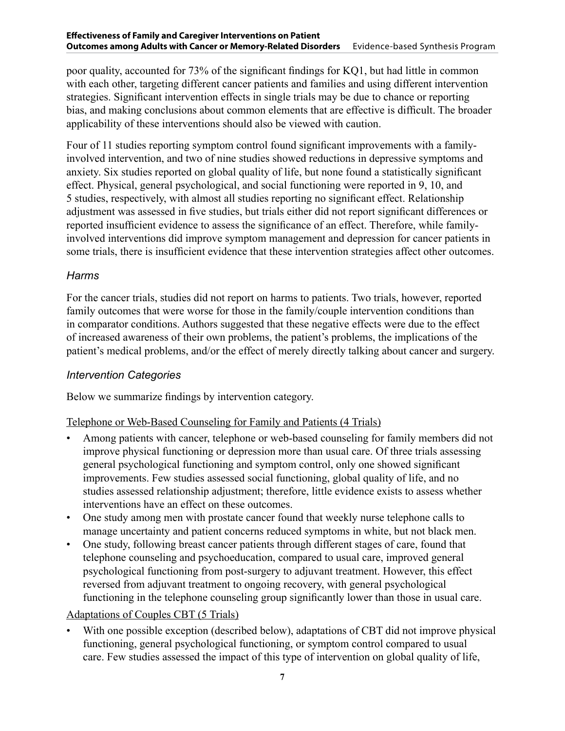poor quality, accounted for 73% of the significant findings for KQ1, but had little in common with each other, targeting different cancer patients and families and using different intervention strategies. Significant intervention effects in single trials may be due to chance or reporting bias, and making conclusions about common elements that are effective is difficult. The broader applicability of these interventions should also be viewed with caution.

Four of 11 studies reporting symptom control found significant improvements with a family-involved intervention, and two of nine studies showed reductions in depressive symptoms and anxiety. Six studies reported on global quality of life, but none found a statistically significant effect. Physical, general psychological, and social functioning were reported in 9, 10, and 5 studies, respectively, with almost all studies reporting no significant effect. Relationship adjustment was assessed in five studies, but trials either did not report significant differences or reported insufficient evidence to assess the significance of an effect. Therefore, while family-involved interventions did improve symptom management and depression for cancer patients in some trials, there is insufficient evidence that these intervention strategies affect other outcomes.

### *Harms*

For the cancer trials, studies did not report on harms to patients. Two trials, however, reported family outcomes that were worse for those in the family/couple intervention conditions than in comparator conditions. Authors suggested that these negative effects were due to the effect of increased awareness of their own problems, the patient's problems, the implications of the patient's medical problems, and/or the effect of merely directly talking about cancer and surgery.

### *Intervention Categories*

Below we summarize findings by intervention category.

Telephone or Web-Based Counseling for Family and Patients (4 Trials)

- Among patients with cancer, telephone or web-based counseling for family members did not improve physical functioning or depression more than usual care. Of three trials assessing general psychological functioning and symptom control, only one showed significant improvements. Few studies assessed social functioning, global quality of life, and no studies assessed relationship adjustment; therefore, little evidence exists to assess whether interventions have an effect on these outcomes.
- One study among men with prostate cancer found that weekly nurse telephone calls to manage uncertainty and patient concerns reduced symptoms in white, but not black men.
- One study, following breast cancer patients through different stages of care, found that telephone counseling and psychoeducation, compared to usual care, improved general psychological functioning from post-surgery to adjuvant treatment. However, this effect reversed from adjuvant treatment to ongoing recovery, with general psychological functioning in the telephone counseling group significantly lower than those in usual care.

Adaptations of Couples CBT (5 Trials)

- With one possible exception (described below), adaptations of CBT did not improve physical functioning, general psychological functioning, or symptom control compared to usual care. Few studies assessed the impact of this type of intervention on global quality of life,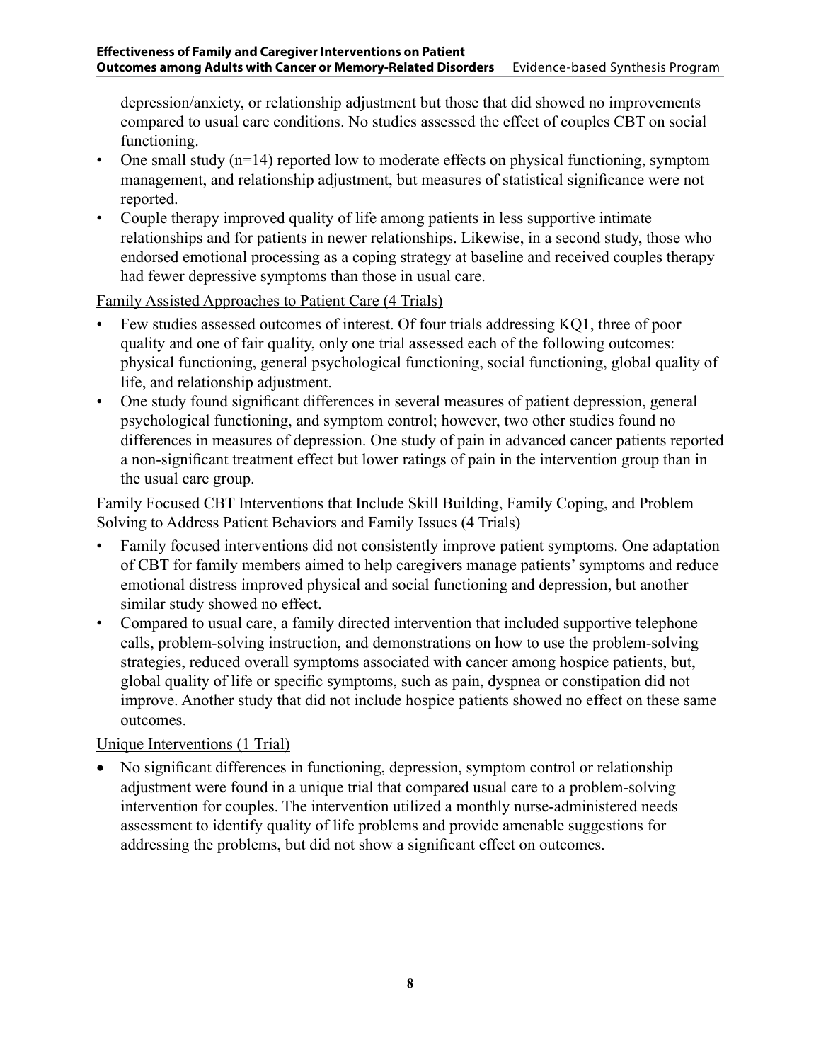depression/anxiety, or relationship adjustment but those that did showed no improvements compared to usual care conditions. No studies assessed the effect of couples CBT on social functioning.

- One small study (n=14) reported low to moderate effects on physical functioning, symptom management, and relationship adjustment, but measures of statistical significance were not reported.
- Couple therapy improved quality of life among patients in less supportive intimate relationships and for patients in newer relationships. Likewise, in a second study, those who endorsed emotional processing as a coping strategy at baseline and received couples therapy had fewer depressive symptoms than those in usual care.

Family Assisted Approaches to Patient Care (4 Trials)

- Few studies assessed outcomes of interest. Of four trials addressing KQ1, three of poor quality and one of fair quality, only one trial assessed each of the following outcomes: physical functioning, general psychological functioning, social functioning, global quality of life, and relationship adjustment.
- One study found significant differences in several measures of patient depression, general psychological functioning, and symptom control; however, two other studies found no differences in measures of depression. One study of pain in advanced cancer patients reported a non-significant treatment effect but lower ratings of pain in the intervention group than in the usual care group.

Family Focused CBT Interventions that Include Skill Building, Family Coping, and Problem Solving to Address Patient Behaviors and Family Issues (4 Trials)

- Family focused interventions did not consistently improve patient symptoms. One adaptation of CBT for family members aimed to help caregivers manage patients' symptoms and reduce emotional distress improved physical and social functioning and depression, but another similar study showed no effect.
- Compared to usual care, a family directed intervention that included supportive telephone calls, problem-solving instruction, and demonstrations on how to use the problem-solving strategies, reduced overall symptoms associated with cancer among hospice patients, but, global quality of life or specific symptoms, such as pain, dyspnea or constipation did not improve. Another study that did not include hospice patients showed no effect on these same outcomes.

Unique Interventions (1 Trial)

- No significant differences in functioning, depression, symptom control or relationship adjustment were found in a unique trial that compared usual care to a problem-solving intervention for couples. The intervention utilized a monthly nurse-administered needs assessment to identify quality of life problems and provide amenable suggestions for addressing the problems, but did not show a significant effect on outcomes.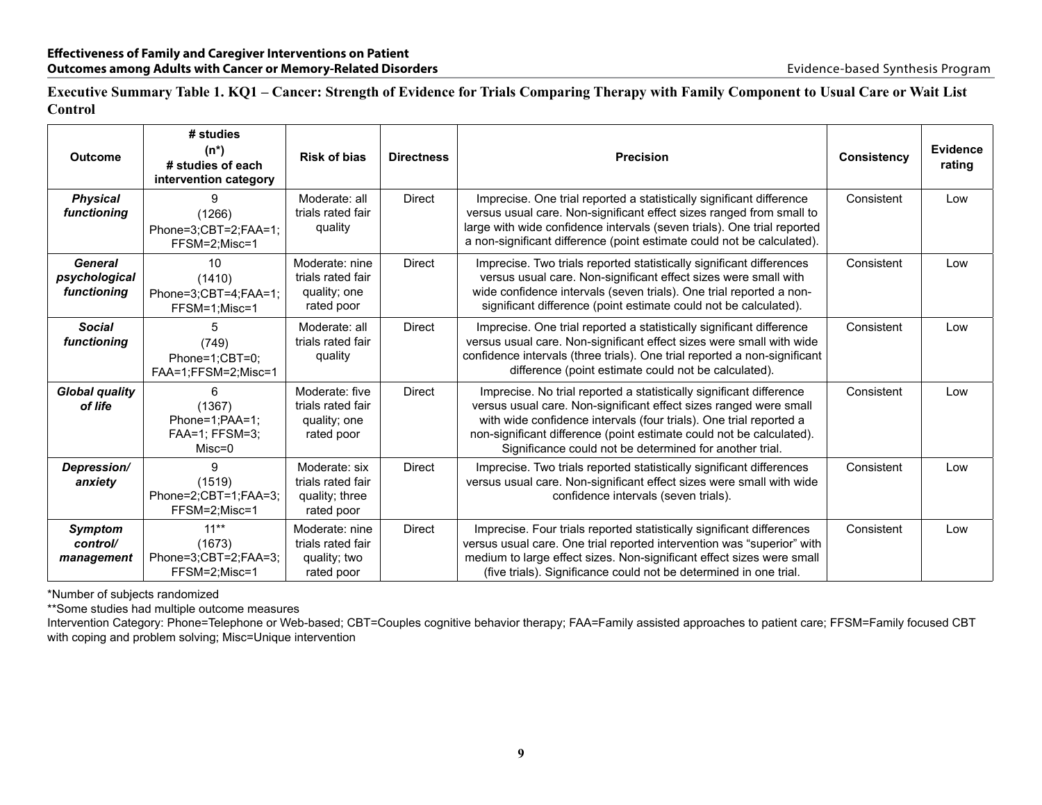**Executive Summary Table 1. KQ1 – Cancer: Strength of Evidence for Trials Comparing Therapy with Family Component to Usual Care or Wait List Control**

| Outcome | # studies (n*) # studies of each intervention category | Risk of bias | Directness | Precision | Consistency | Evidence rating |
|---|---|---|---|---|---|---|
| ***Physical functioning*** | 9 (1266) Phone=3;CBT=2;FAA=1; FFSM=2;Misc=1 | Moderate: all trials rated fair quality | Direct | Imprecise. One trial reported a statistically significant difference versus usual care. Non-significant effect sizes ranged from small to large with wide confidence intervals (seven trials). One trial reported a non-significant difference (point estimate could not be calculated). | Consistent | Low |
| ***General psychological functioning*** | 10 (1410) Phone=3;CBT=4;FAA=1; FFSM=1;Misc=1 | Moderate: nine trials rated fair quality; one rated poor | Direct | Imprecise. Two trials reported statistically significant differences versus usual care. Non-significant effect sizes were small with wide confidence intervals (seven trials). One trial reported a non-significant difference (point estimate could not be calculated). | Consistent | Low |
| ***Social functioning*** | 5 (749) Phone=1;CBT=0; FAA=1;FFSM=2;Misc=1 | Moderate: all trials rated fair quality | Direct | Imprecise. One trial reported a statistically significant difference versus usual care. Non-significant effect sizes were small with wide confidence intervals (three trials). One trial reported a non-significant difference (point estimate could not be calculated). | Consistent | Low |
| ***Global quality of life*** | 6 (1367) Phone=1;PAA=1; FAA=1; FFSM=3; Misc=0 | Moderate: five trials rated fair quality; one rated poor | Direct | Imprecise. No trial reported a statistically significant difference versus usual care. Non-significant effect sizes ranged were small with wide confidence intervals (four trials). One trial reported a non-significant difference (point estimate could not be calculated). Significance could not be determined for another trial. | Consistent | Low |
| ***Depression/ anxiety*** | 9 (1519) Phone=2;CBT=1;FAA=3; FFSM=2;Misc=1 | Moderate: six trials rated fair quality; three rated poor | Direct | Imprecise. Two trials reported statistically significant differences versus usual care. Non-significant effect sizes were small with wide confidence intervals (seven trials). | Consistent | Low |
| ***Symptom control/ management*** | 11** (1673) Phone=3;CBT=2;FAA=3; FFSM=2;Misc=1 | Moderate: nine trials rated fair quality; two rated poor | Direct | Imprecise. Four trials reported statistically significant differences versus usual care. One trial reported intervention was "superior" with medium to large effect sizes. Non-significant effect sizes were small (five trials). Significance could not be determined in one trial. | Consistent | Low |

*Number of subjects randomized

**Some studies had multiple outcome measures

Intervention Category: Phone=Telephone or Web-based; CBT=Couples cognitive behavior therapy; FAA=Family assisted approaches to patient care; FFSM=Family focused CBT with coping and problem solving; Misc=Unique intervention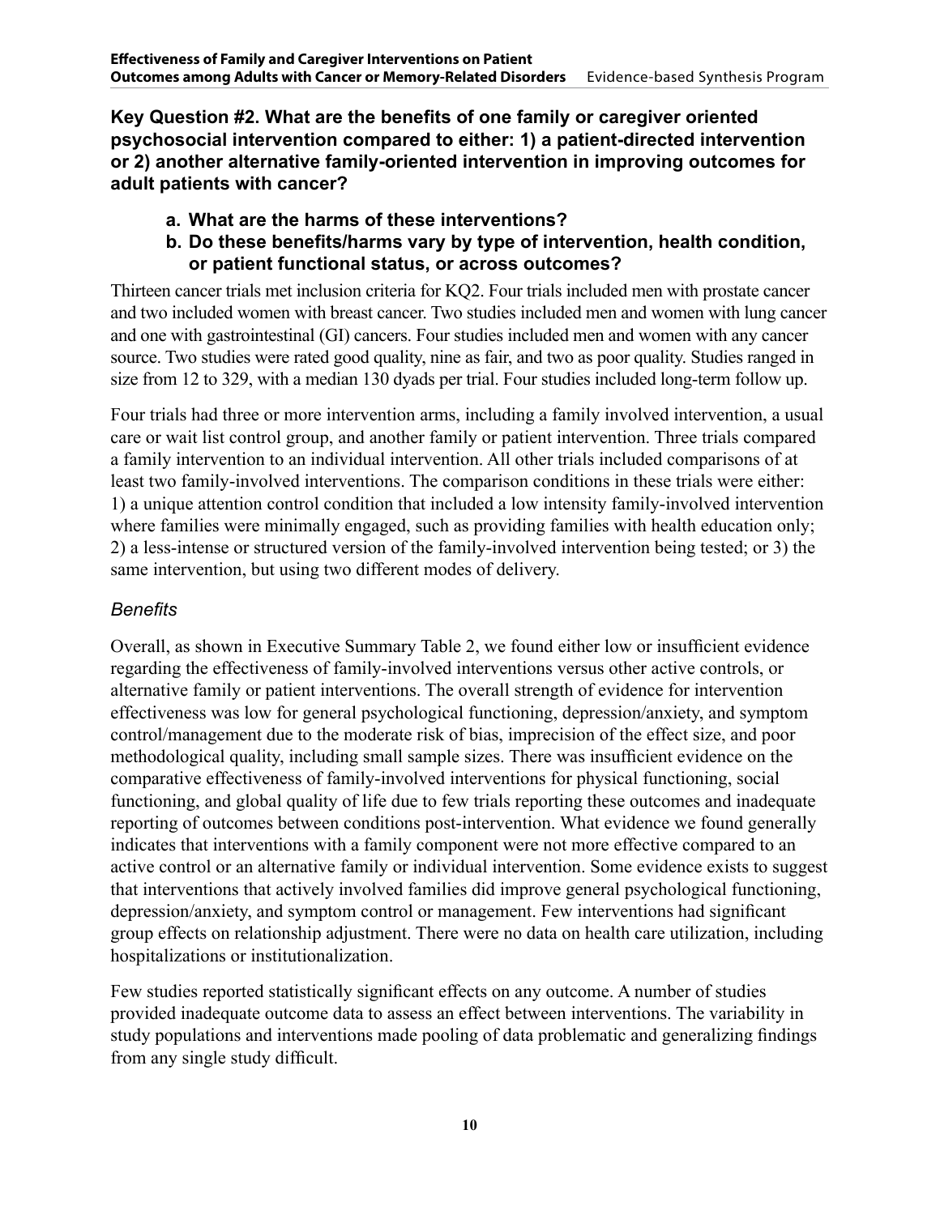**Key Question #2. What are the benefits of one family or caregiver oriented psychosocial intervention compared to either: 1) a patient-directed intervention or 2) another alternative family-oriented intervention in improving outcomes for adult patients with cancer?**

   a. **What are the harms of these interventions?**
   b. **Do these benefits/harms vary by type of intervention, health condition, or patient functional status, or across outcomes?**

Thirteen cancer trials met inclusion criteria for KQ2. Four trials included men with prostate cancer and two included women with breast cancer. Two studies included men and women with lung cancer and one with gastrointestinal (GI) cancers. Four studies included men and women with any cancer source. Two studies were rated good quality, nine as fair, and two as poor quality. Studies ranged in size from 12 to 329, with a median 130 dyads per trial. Four studies included long-term follow up.

Four trials had three or more intervention arms, including a family involved intervention, a usual care or wait list control group, and another family or patient intervention. Three trials compared a family intervention to an individual intervention. All other trials included comparisons of at least two family-involved interventions. The comparison conditions in these trials were either: 1) a unique attention control condition that included a low intensity family-involved intervention where families were minimally engaged, such as providing families with health education only; 2) a less-intense or structured version of the family-involved intervention being tested; or 3) the same intervention, but using two different modes of delivery.

### *Benefits*

Overall, as shown in Executive Summary Table 2, we found either low or insufficient evidence regarding the effectiveness of family-involved interventions versus other active controls, or alternative family or patient interventions. The overall strength of evidence for intervention effectiveness was low for general psychological functioning, depression/anxiety, and symptom control/management due to the moderate risk of bias, imprecision of the effect size, and poor methodological quality, including small sample sizes. There was insufficient evidence on the comparative effectiveness of family-involved interventions for physical functioning, social functioning, and global quality of life due to few trials reporting these outcomes and inadequate reporting of outcomes between conditions post-intervention. What evidence we found generally indicates that interventions with a family component were not more effective compared to an active control or an alternative family or individual intervention. Some evidence exists to suggest that interventions that actively involved families did improve general psychological functioning, depression/anxiety, and symptom control or management. Few interventions had significant group effects on relationship adjustment. There were no data on health care utilization, including hospitalizations or institutionalization.

Few studies reported statistically significant effects on any outcome. A number of studies provided inadequate outcome data to assess an effect between interventions. The variability in study populations and interventions made pooling of data problematic and generalizing findings from any single study difficult.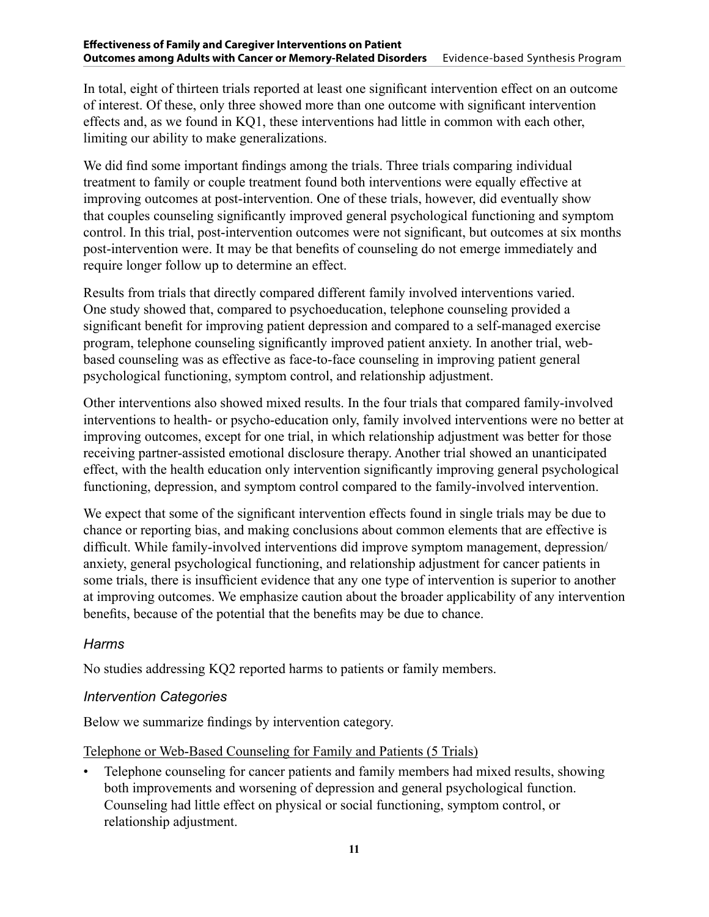In total, eight of thirteen trials reported at least one significant intervention effect on an outcome of interest. Of these, only three showed more than one outcome with significant intervention effects and, as we found in KQ1, these interventions had little in common with each other, limiting our ability to make generalizations.

We did find some important findings among the trials. Three trials comparing individual treatment to family or couple treatment found both interventions were equally effective at improving outcomes at post-intervention. One of these trials, however, did eventually show that couples counseling significantly improved general psychological functioning and symptom control. In this trial, post-intervention outcomes were not significant, but outcomes at six months post-intervention were. It may be that benefits of counseling do not emerge immediately and require longer follow up to determine an effect.

Results from trials that directly compared different family involved interventions varied. One study showed that, compared to psychoeducation, telephone counseling provided a significant benefit for improving patient depression and compared to a self-managed exercise program, telephone counseling significantly improved patient anxiety. In another trial, web-based counseling was as effective as face-to-face counseling in improving patient general psychological functioning, symptom control, and relationship adjustment.

Other interventions also showed mixed results. In the four trials that compared family-involved interventions to health- or psycho-education only, family involved interventions were no better at improving outcomes, except for one trial, in which relationship adjustment was better for those receiving partner-assisted emotional disclosure therapy. Another trial showed an unanticipated effect, with the health education only intervention significantly improving general psychological functioning, depression, and symptom control compared to the family-involved intervention.

We expect that some of the significant intervention effects found in single trials may be due to chance or reporting bias, and making conclusions about common elements that are effective is difficult. While family-involved interventions did improve symptom management, depression/anxiety, general psychological functioning, and relationship adjustment for cancer patients in some trials, there is insufficient evidence that any one type of intervention is superior to another at improving outcomes. We emphasize caution about the broader applicability of any intervention benefits, because of the potential that the benefits may be due to chance.

### *Harms*

No studies addressing KQ2 reported harms to patients or family members.

### *Intervention Categories*

Below we summarize findings by intervention category.

<u>Telephone or Web-Based Counseling for Family and Patients (5 Trials)</u>

- Telephone counseling for cancer patients and family members had mixed results, showing both improvements and worsening of depression and general psychological function. Counseling had little effect on physical or social functioning, symptom control, or relationship adjustment.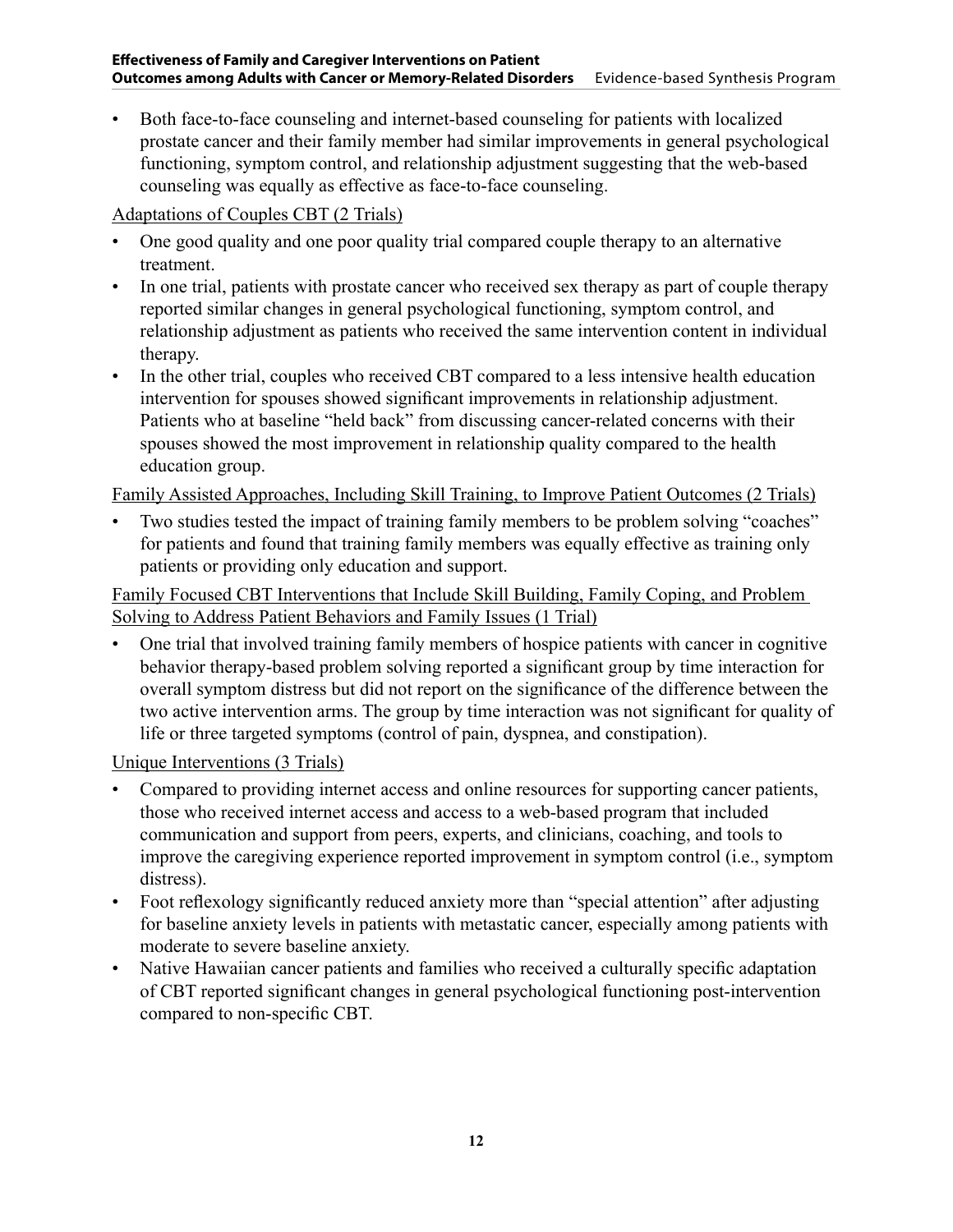- Both face-to-face counseling and internet-based counseling for patients with localized prostate cancer and their family member had similar improvements in general psychological functioning, symptom control, and relationship adjustment suggesting that the web-based counseling was equally as effective as face-to-face counseling.

Adaptations of Couples CBT (2 Trials)

- One good quality and one poor quality trial compared couple therapy to an alternative treatment.
- In one trial, patients with prostate cancer who received sex therapy as part of couple therapy reported similar changes in general psychological functioning, symptom control, and relationship adjustment as patients who received the same intervention content in individual therapy.
- In the other trial, couples who received CBT compared to a less intensive health education intervention for spouses showed significant improvements in relationship adjustment. Patients who at baseline "held back" from discussing cancer-related concerns with their spouses showed the most improvement in relationship quality compared to the health education group.

Family Assisted Approaches, Including Skill Training, to Improve Patient Outcomes (2 Trials)

- Two studies tested the impact of training family members to be problem solving "coaches" for patients and found that training family members was equally effective as training only patients or providing only education and support.

Family Focused CBT Interventions that Include Skill Building, Family Coping, and Problem Solving to Address Patient Behaviors and Family Issues (1 Trial)

- One trial that involved training family members of hospice patients with cancer in cognitive behavior therapy-based problem solving reported a significant group by time interaction for overall symptom distress but did not report on the significance of the difference between the two active intervention arms. The group by time interaction was not significant for quality of life or three targeted symptoms (control of pain, dyspnea, and constipation).

Unique Interventions (3 Trials)

- Compared to providing internet access and online resources for supporting cancer patients, those who received internet access and access to a web-based program that included communication and support from peers, experts, and clinicians, coaching, and tools to improve the caregiving experience reported improvement in symptom control (i.e., symptom distress).
- Foot reflexology significantly reduced anxiety more than "special attention" after adjusting for baseline anxiety levels in patients with metastatic cancer, especially among patients with moderate to severe baseline anxiety.
- Native Hawaiian cancer patients and families who received a culturally specific adaptation of CBT reported significant changes in general psychological functioning post-intervention compared to non-specific CBT.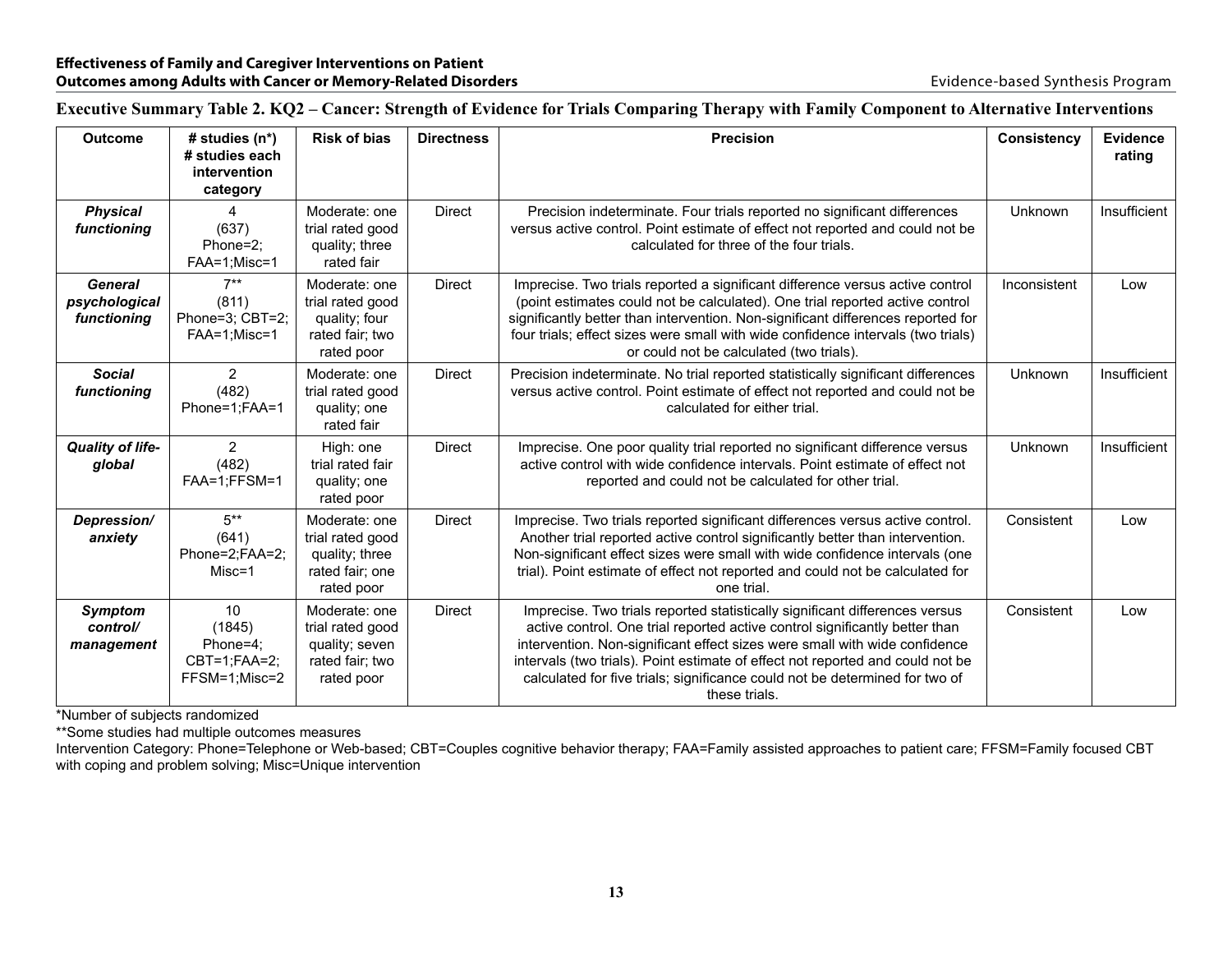**Executive Summary Table 2. KQ2 – Cancer: Strength of Evidence for Trials Comparing Therapy with Family Component to Alternative Interventions**

| Outcome | # studies (n*) # studies each intervention category | Risk of bias | Directness | Precision | Consistency | Evidence rating |
|---|---|---|---|---|---|---|
| ***Physical functioning*** | 4 (637) Phone=2; FAA=1;Misc=1 | Moderate: one trial rated good quality; three rated fair | Direct | Precision indeterminate. Four trials reported no significant differences versus active control. Point estimate of effect not reported and could not be calculated for three of the four trials. | Unknown | Insufficient |
| ***General psychological functioning*** | 7** (811) Phone=3; CBT=2; FAA=1;Misc=1 | Moderate: one trial rated good quality; four rated fair; two rated poor | Direct | Imprecise. Two trials reported a significant difference versus active control (point estimates could not be calculated). One trial reported active control significantly better than intervention. Non-significant differences reported for four trials; effect sizes were small with wide confidence intervals (two trials) or could not be calculated (two trials). | Inconsistent | Low |
| ***Social functioning*** | 2 (482) Phone=1;FAA=1 | Moderate: one trial rated good quality; one rated fair | Direct | Precision indeterminate. No trial reported statistically significant differences versus active control. Point estimate of effect not reported and could not be calculated for either trial. | Unknown | Insufficient |
| ***Quality of life-global*** | 2 (482) FAA=1;FFSM=1 | High: one trial rated fair quality; one rated poor | Direct | Imprecise. One poor quality trial reported no significant difference versus active control with wide confidence intervals. Point estimate of effect not reported and could not be calculated for other trial. | Unknown | Insufficient |
| ***Depression/ anxiety*** | 5** (641) Phone=2;FAA=2; Misc=1 | Moderate: one trial rated good quality; three rated fair; one rated poor | Direct | Imprecise. Two trials reported significant differences versus active control. Another trial reported active control significantly better than intervention. Non-significant effect sizes were small with wide confidence intervals (one trial). Point estimate of effect not reported and could not be calculated for one trial. | Consistent | Low |
| ***Symptom control/ management*** | 10 (1845) Phone=4; CBT=1;FAA=2; FFSM=1;Misc=2 | Moderate: one trial rated good quality; seven rated fair; two rated poor | Direct | Imprecise. Two trials reported statistically significant differences versus active control. One trial reported active control significantly better than intervention. Non-significant effect sizes were small with wide confidence intervals (two trials). Point estimate of effect not reported and could not be calculated for five trials; significance could not be determined for two of these trials. | Consistent | Low |

*Number of subjects randomized

**Some studies had multiple outcomes measures

Intervention Category: Phone=Telephone or Web-based; CBT=Couples cognitive behavior therapy; FAA=Family assisted approaches to patient care; FFSM=Family focused CBT with coping and problem solving; Misc=Unique intervention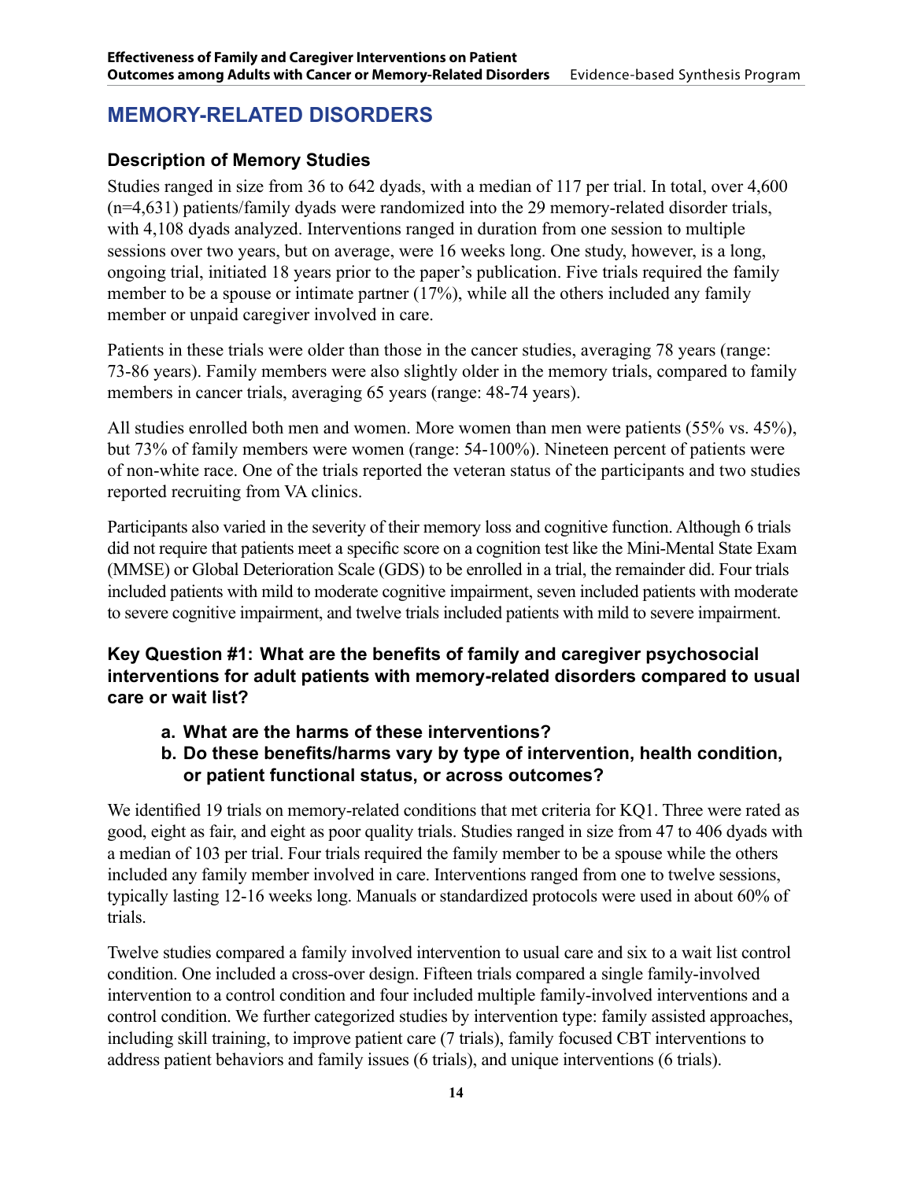## MEMORY-RELATED DISORDERS

### Description of Memory Studies

Studies ranged in size from 36 to 642 dyads, with a median of 117 per trial. In total, over 4,600 (n=4,631) patients/family dyads were randomized into the 29 memory-related disorder trials, with 4,108 dyads analyzed. Interventions ranged in duration from one session to multiple sessions over two years, but on average, were 16 weeks long. One study, however, is a long, ongoing trial, initiated 18 years prior to the paper's publication. Five trials required the family member to be a spouse or intimate partner (17%), while all the others included any family member or unpaid caregiver involved in care.

Patients in these trials were older than those in the cancer studies, averaging 78 years (range: 73-86 years). Family members were also slightly older in the memory trials, compared to family members in cancer trials, averaging 65 years (range: 48-74 years).

All studies enrolled both men and women. More women than men were patients (55% vs. 45%), but 73% of family members were women (range: 54-100%). Nineteen percent of patients were of non-white race. One of the trials reported the veteran status of the participants and two studies reported recruiting from VA clinics.

Participants also varied in the severity of their memory loss and cognitive function. Although 6 trials did not require that patients meet a specific score on a cognition test like the Mini-Mental State Exam (MMSE) or Global Deterioration Scale (GDS) to be enrolled in a trial, the remainder did. Four trials included patients with mild to moderate cognitive impairment, seven included patients with moderate to severe cognitive impairment, and twelve trials included patients with mild to severe impairment.

### Key Question #1: What are the benefits of family and caregiver psychosocial interventions for adult patients with memory-related disorders compared to usual care or wait list?

**a. What are the harms of these interventions?**

**b. Do these benefits/harms vary by type of intervention, health condition, or patient functional status, or across outcomes?**

We identified 19 trials on memory-related conditions that met criteria for KQ1. Three were rated as good, eight as fair, and eight as poor quality trials. Studies ranged in size from 47 to 406 dyads with a median of 103 per trial. Four trials required the family member to be a spouse while the others included any family member involved in care. Interventions ranged from one to twelve sessions, typically lasting 12-16 weeks long. Manuals or standardized protocols were used in about 60% of trials.

Twelve studies compared a family involved intervention to usual care and six to a wait list control condition. One included a cross-over design. Fifteen trials compared a single family-involved intervention to a control condition and four included multiple family-involved interventions and a control condition. We further categorized studies by intervention type: family assisted approaches, including skill training, to improve patient care (7 trials), family focused CBT interventions to address patient behaviors and family issues (6 trials), and unique interventions (6 trials).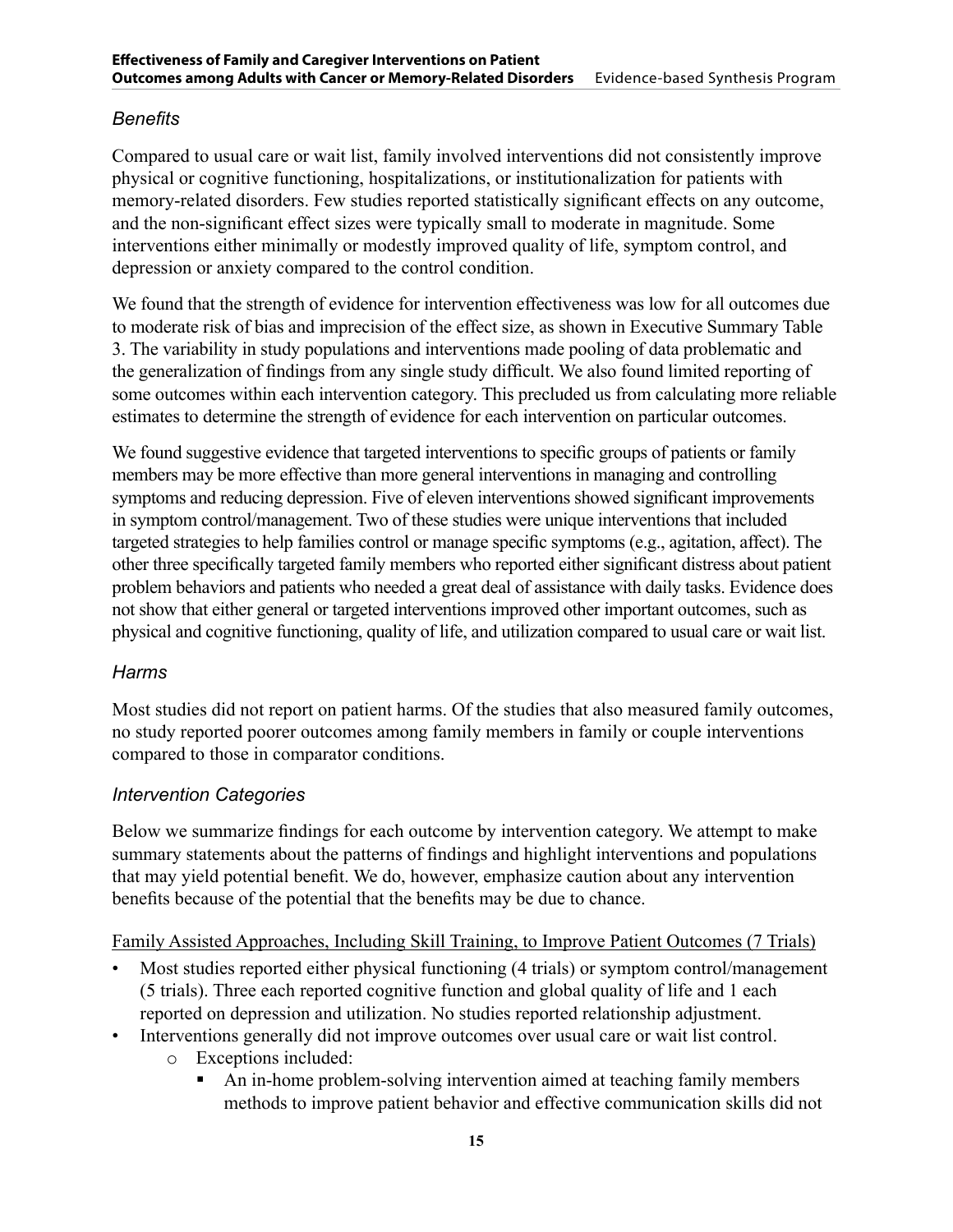### *Benefits*

Compared to usual care or wait list, family involved interventions did not consistently improve physical or cognitive functioning, hospitalizations, or institutionalization for patients with memory-related disorders. Few studies reported statistically significant effects on any outcome, and the non-significant effect sizes were typically small to moderate in magnitude. Some interventions either minimally or modestly improved quality of life, symptom control, and depression or anxiety compared to the control condition.

We found that the strength of evidence for intervention effectiveness was low for all outcomes due to moderate risk of bias and imprecision of the effect size, as shown in Executive Summary Table 3. The variability in study populations and interventions made pooling of data problematic and the generalization of findings from any single study difficult. We also found limited reporting of some outcomes within each intervention category. This precluded us from calculating more reliable estimates to determine the strength of evidence for each intervention on particular outcomes.

We found suggestive evidence that targeted interventions to specific groups of patients or family members may be more effective than more general interventions in managing and controlling symptoms and reducing depression. Five of eleven interventions showed significant improvements in symptom control/management. Two of these studies were unique interventions that included targeted strategies to help families control or manage specific symptoms (e.g., agitation, affect). The other three specifically targeted family members who reported either significant distress about patient problem behaviors and patients who needed a great deal of assistance with daily tasks. Evidence does not show that either general or targeted interventions improved other important outcomes, such as physical and cognitive functioning, quality of life, and utilization compared to usual care or wait list.

### *Harms*

Most studies did not report on patient harms. Of the studies that also measured family outcomes, no study reported poorer outcomes among family members in family or couple interventions compared to those in comparator conditions.

### *Intervention Categories*

Below we summarize findings for each outcome by intervention category. We attempt to make summary statements about the patterns of findings and highlight interventions and populations that may yield potential benefit. We do, however, emphasize caution about any intervention benefits because of the potential that the benefits may be due to chance.

Family Assisted Approaches, Including Skill Training, to Improve Patient Outcomes (7 Trials)

- Most studies reported either physical functioning (4 trials) or symptom control/management (5 trials). Three each reported cognitive function and global quality of life and 1 each reported on depression and utilization. No studies reported relationship adjustment.
- Interventions generally did not improve outcomes over usual care or wait list control.
  - Exceptions included:
    - An in-home problem-solving intervention aimed at teaching family members methods to improve patient behavior and effective communication skills did not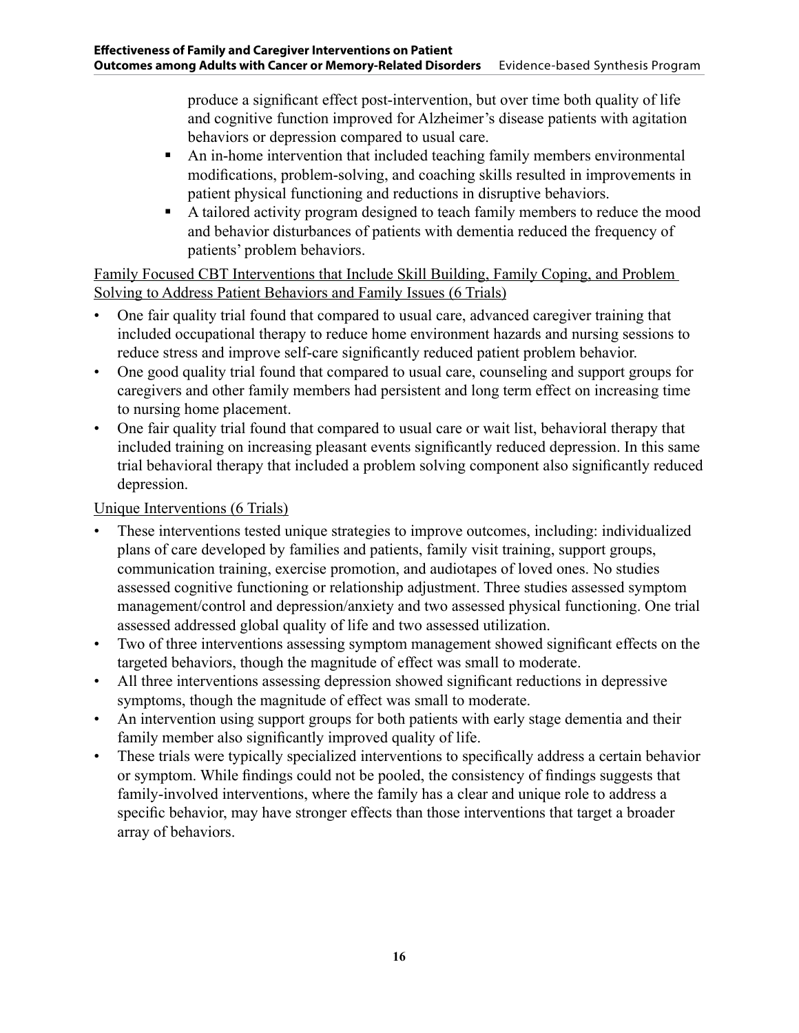produce a significant effect post-intervention, but over time both quality of life and cognitive function improved for Alzheimer's disease patients with agitation behaviors or depression compared to usual care.

- An in-home intervention that included teaching family members environmental modifications, problem-solving, and coaching skills resulted in improvements in patient physical functioning and reductions in disruptive behaviors.
- A tailored activity program designed to teach family members to reduce the mood and behavior disturbances of patients with dementia reduced the frequency of patients' problem behaviors.

<u>Family Focused CBT Interventions that Include Skill Building, Family Coping, and Problem Solving to Address Patient Behaviors and Family Issues (6 Trials)</u>

- One fair quality trial found that compared to usual care, advanced caregiver training that included occupational therapy to reduce home environment hazards and nursing sessions to reduce stress and improve self-care significantly reduced patient problem behavior.
- One good quality trial found that compared to usual care, counseling and support groups for caregivers and other family members had persistent and long term effect on increasing time to nursing home placement.
- One fair quality trial found that compared to usual care or wait list, behavioral therapy that included training on increasing pleasant events significantly reduced depression. In this same trial behavioral therapy that included a problem solving component also significantly reduced depression.

<u>Unique Interventions (6 Trials)</u>

- These interventions tested unique strategies to improve outcomes, including: individualized plans of care developed by families and patients, family visit training, support groups, communication training, exercise promotion, and audiotapes of loved ones. No studies assessed cognitive functioning or relationship adjustment. Three studies assessed symptom management/control and depression/anxiety and two assessed physical functioning. One trial assessed addressed global quality of life and two assessed utilization.
- Two of three interventions assessing symptom management showed significant effects on the targeted behaviors, though the magnitude of effect was small to moderate.
- All three interventions assessing depression showed significant reductions in depressive symptoms, though the magnitude of effect was small to moderate.
- An intervention using support groups for both patients with early stage dementia and their family member also significantly improved quality of life.
- These trials were typically specialized interventions to specifically address a certain behavior or symptom. While findings could not be pooled, the consistency of findings suggests that family-involved interventions, where the family has a clear and unique role to address a specific behavior, may have stronger effects than those interventions that target a broader array of behaviors.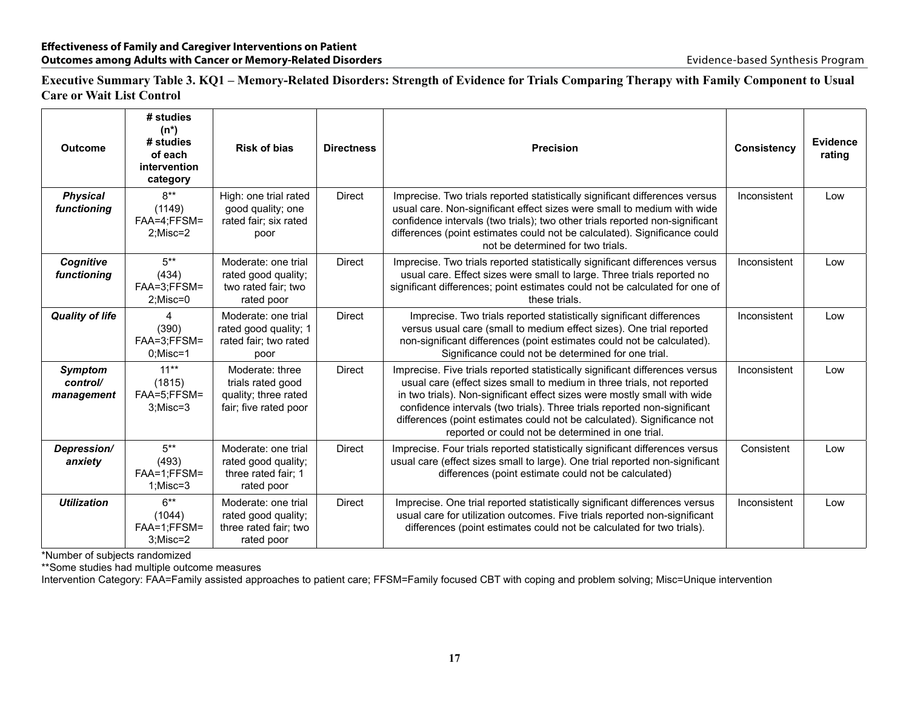**Executive Summary Table 3. KQ1 – Memory-Related Disorders: Strength of Evidence for Trials Comparing Therapy with Family Component to Usual Care or Wait List Control**

| Outcome | # studies (n*) # studies of each intervention category | Risk of bias | Directness | Precision | Consistency | Evidence rating |
|---|---|---|---|---|---|---|
| ***Physical functioning*** | 8** (1149) FAA=4;FFSM=2;Misc=2 | High: one trial rated good quality; one rated fair; six rated poor | Direct | Imprecise. Two trials reported statistically significant differences versus usual care. Non-significant effect sizes were small to medium with wide confidence intervals (two trials); two other trials reported non-significant differences (point estimates could not be calculated). Significance could not be determined for two trials. | Inconsistent | Low |
| ***Cognitive functioning*** | 5** (434) FAA=3;FFSM=2;Misc=0 | Moderate: one trial rated good quality; two rated fair; two rated poor | Direct | Imprecise. Two trials reported statistically significant differences versus usual care. Effect sizes were small to large. Three trials reported no significant differences; point estimates could not be calculated for one of these trials. | Inconsistent | Low |
| ***Quality of life*** | 4 (390) FAA=3;FFSM=0;Misc=1 | Moderate: one trial rated good quality; 1 rated fair; two rated poor | Direct | Imprecise. Two trials reported statistically significant differences versus usual care (small to medium effect sizes). One trial reported non-significant differences (point estimates could not be calculated). Significance could not be determined for one trial. | Inconsistent | Low |
| ***Symptom control/ management*** | 11** (1815) FAA=5;FFSM=3;Misc=3 | Moderate: three trials rated good quality; three rated fair; five rated poor | Direct | Imprecise. Five trials reported statistically significant differences versus usual care (effect sizes small to medium in three trials, not reported in two trials). Non-significant effect sizes were mostly small with wide confidence intervals (two trials). Three trials reported non-significant differences (point estimates could not be calculated). Significance not reported or could not be determined in one trial. | Inconsistent | Low |
| ***Depression/ anxiety*** | 5** (493) FAA=1;FFSM=1;Misc=3 | Moderate: one trial rated good quality; three rated fair; 1 rated poor | Direct | Imprecise. Four trials reported statistically significant differences versus usual care (effect sizes small to large). One trial reported non-significant differences (point estimate could not be calculated) | Consistent | Low |
| ***Utilization*** | 6** (1044) FAA=1;FFSM=3;Misc=2 | Moderate: one trial rated good quality; three rated fair; two rated poor | Direct | Imprecise. One trial reported statistically significant differences versus usual care for utilization outcomes. Five trials reported non-significant differences (point estimates could not be calculated for two trials). | Inconsistent | Low |

*Number of subjects randomized

**Some studies had multiple outcome measures

Intervention Category: FAA=Family assisted approaches to patient care; FFSM=Family focused CBT with coping and problem solving; Misc=Unique intervention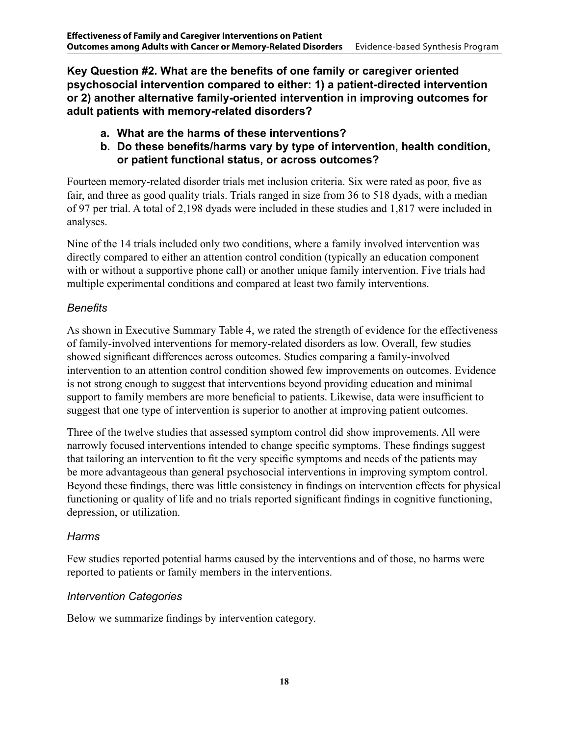**Key Question #2. What are the benefits of one family or caregiver oriented psychosocial intervention compared to either: 1) a patient-directed intervention or 2) another alternative family-oriented intervention in improving outcomes for adult patients with memory-related disorders?**

- **a. What are the harms of these interventions?**
- **b. Do these benefits/harms vary by type of intervention, health condition, or patient functional status, or across outcomes?**

Fourteen memory-related disorder trials met inclusion criteria. Six were rated as poor, five as fair, and three as good quality trials. Trials ranged in size from 36 to 518 dyads, with a median of 97 per trial. A total of 2,198 dyads were included in these studies and 1,817 were included in analyses.

Nine of the 14 trials included only two conditions, where a family involved intervention was directly compared to either an attention control condition (typically an education component with or without a supportive phone call) or another unique family intervention. Five trials had multiple experimental conditions and compared at least two family interventions.

### *Benefits*

As shown in Executive Summary Table 4, we rated the strength of evidence for the effectiveness of family-involved interventions for memory-related disorders as low. Overall, few studies showed significant differences across outcomes. Studies comparing a family-involved intervention to an attention control condition showed few improvements on outcomes. Evidence is not strong enough to suggest that interventions beyond providing education and minimal support to family members are more beneficial to patients. Likewise, data were insufficient to suggest that one type of intervention is superior to another at improving patient outcomes.

Three of the twelve studies that assessed symptom control did show improvements. All were narrowly focused interventions intended to change specific symptoms. These findings suggest that tailoring an intervention to fit the very specific symptoms and needs of the patients may be more advantageous than general psychosocial interventions in improving symptom control. Beyond these findings, there was little consistency in findings on intervention effects for physical functioning or quality of life and no trials reported significant findings in cognitive functioning, depression, or utilization.

### *Harms*

Few studies reported potential harms caused by the interventions and of those, no harms were reported to patients or family members in the interventions.

### *Intervention Categories*

Below we summarize findings by intervention category.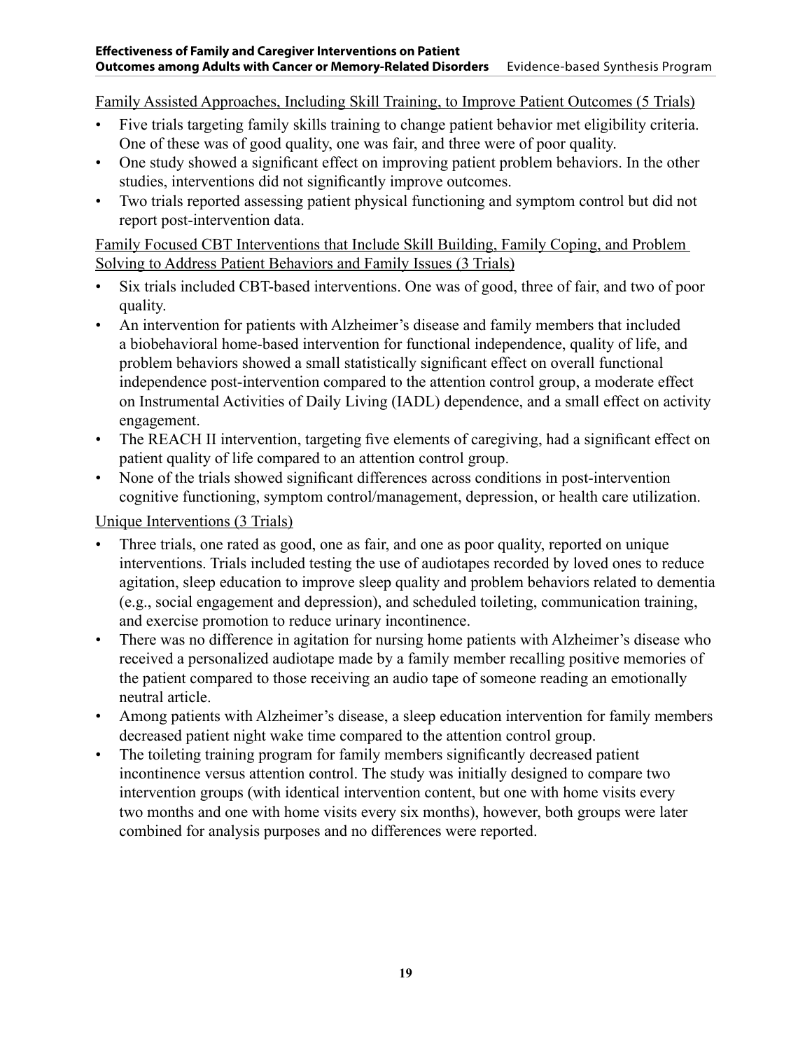<u>Family Assisted Approaches, Including Skill Training, to Improve Patient Outcomes (5 Trials)</u>

- Five trials targeting family skills training to change patient behavior met eligibility criteria. One of these was of good quality, one was fair, and three were of poor quality.
- One study showed a significant effect on improving patient problem behaviors. In the other studies, interventions did not significantly improve outcomes.
- Two trials reported assessing patient physical functioning and symptom control but did not report post-intervention data.

<u>Family Focused CBT Interventions that Include Skill Building, Family Coping, and Problem Solving to Address Patient Behaviors and Family Issues (3 Trials)</u>

- Six trials included CBT-based interventions. One was of good, three of fair, and two of poor quality.
- An intervention for patients with Alzheimer's disease and family members that included a biobehavioral home-based intervention for functional independence, quality of life, and problem behaviors showed a small statistically significant effect on overall functional independence post-intervention compared to the attention control group, a moderate effect on Instrumental Activities of Daily Living (IADL) dependence, and a small effect on activity engagement.
- The REACH II intervention, targeting five elements of caregiving, had a significant effect on patient quality of life compared to an attention control group.
- None of the trials showed significant differences across conditions in post-intervention cognitive functioning, symptom control/management, depression, or health care utilization.

<u>Unique Interventions (3 Trials)</u>

- Three trials, one rated as good, one as fair, and one as poor quality, reported on unique interventions. Trials included testing the use of audiotapes recorded by loved ones to reduce agitation, sleep education to improve sleep quality and problem behaviors related to dementia (e.g., social engagement and depression), and scheduled toileting, communication training, and exercise promotion to reduce urinary incontinence.
- There was no difference in agitation for nursing home patients with Alzheimer's disease who received a personalized audiotape made by a family member recalling positive memories of the patient compared to those receiving an audio tape of someone reading an emotionally neutral article.
- Among patients with Alzheimer's disease, a sleep education intervention for family members decreased patient night wake time compared to the attention control group.
- The toileting training program for family members significantly decreased patient incontinence versus attention control. The study was initially designed to compare two intervention groups (with identical intervention content, but one with home visits every two months and one with home visits every six months), however, both groups were later combined for analysis purposes and no differences were reported.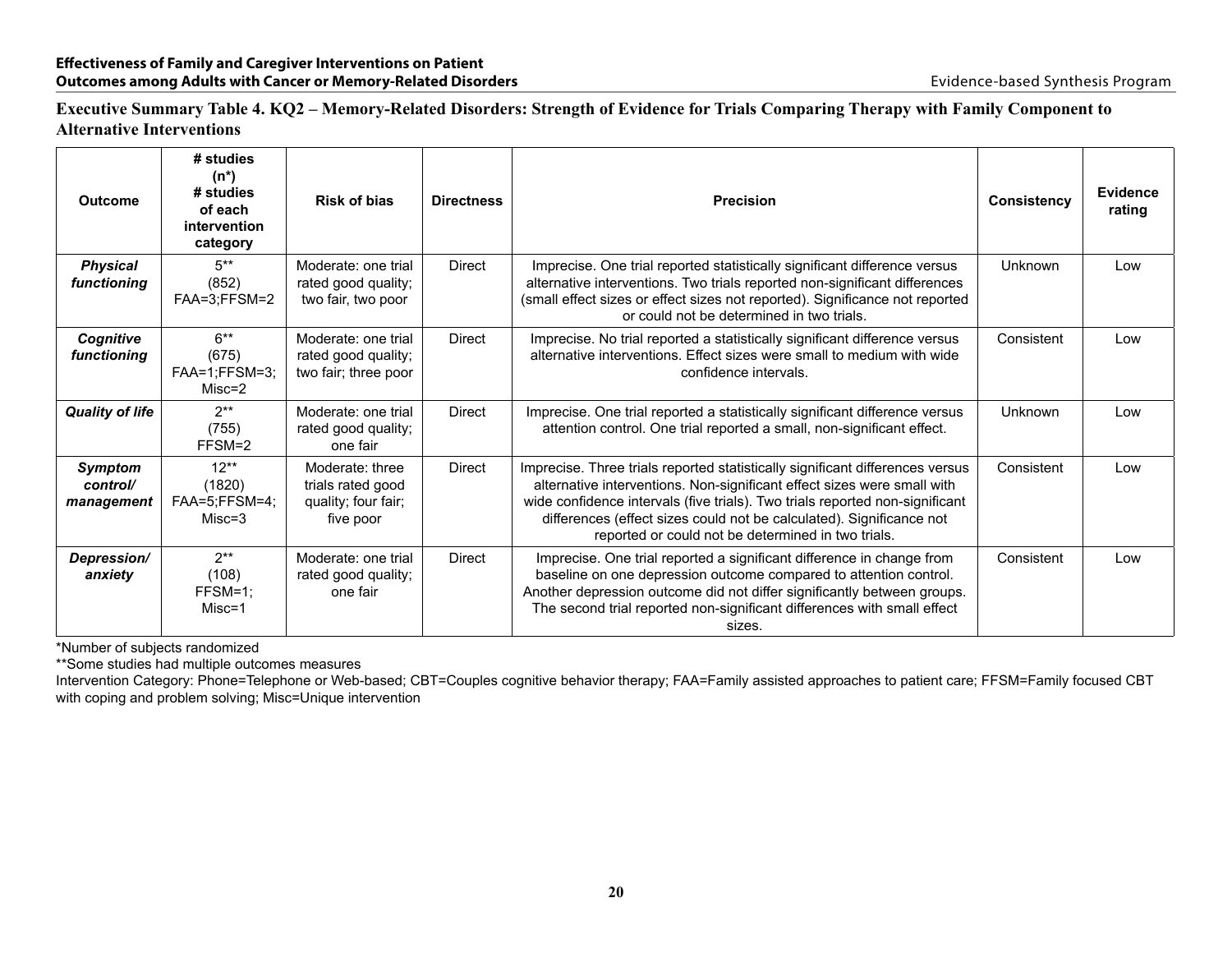**Executive Summary Table 4. KQ2 – Memory-Related Disorders: Strength of Evidence for Trials Comparing Therapy with Family Component to Alternative Interventions**

| Outcome | # studies (n*) # studies of each intervention category | Risk of bias | Directness | Precision | Consistency | Evidence rating |
|---|---|---|---|---|---|---|
| ***Physical functioning*** | 5** (852) FAA=3;FFSM=2 | Moderate: one trial rated good quality; two fair, two poor | Direct | Imprecise. One trial reported statistically significant difference versus alternative interventions. Two trials reported non-significant differences (small effect sizes or effect sizes not reported). Significance not reported or could not be determined in two trials. | Unknown | Low |
| ***Cognitive functioning*** | 6** (675) FAA=1;FFSM=3; Misc=2 | Moderate: one trial rated good quality; two fair; three poor | Direct | Imprecise. No trial reported a statistically significant difference versus alternative interventions. Effect sizes were small to medium with wide confidence intervals. | Consistent | Low |
| ***Quality of life*** | 2** (755) FFSM=2 | Moderate: one trial rated good quality; one fair | Direct | Imprecise. One trial reported a statistically significant difference versus attention control. One trial reported a small, non-significant effect. | Unknown | Low |
| ***Symptom control/ management*** | 12** (1820) FAA=5;FFSM=4; Misc=3 | Moderate: three trials rated good quality; four fair; five poor | Direct | Imprecise. Three trials reported statistically significant differences versus alternative interventions. Non-significant effect sizes were small with wide confidence intervals (five trials). Two trials reported non-significant differences (effect sizes could not be calculated). Significance not reported or could not be determined in two trials. | Consistent | Low |
| ***Depression/ anxiety*** | 2** (108) FFSM=1; Misc=1 | Moderate: one trial rated good quality; one fair | Direct | Imprecise. One trial reported a significant difference in change from baseline on one depression outcome compared to attention control. Another depression outcome did not differ significantly between groups. The second trial reported non-significant differences with small effect sizes. | Consistent | Low |

*Number of subjects randomized

**Some studies had multiple outcomes measures

Intervention Category: Phone=Telephone or Web-based; CBT=Couples cognitive behavior therapy; FAA=Family assisted approaches to patient care; FFSM=Family focused CBT with coping and problem solving; Misc=Unique intervention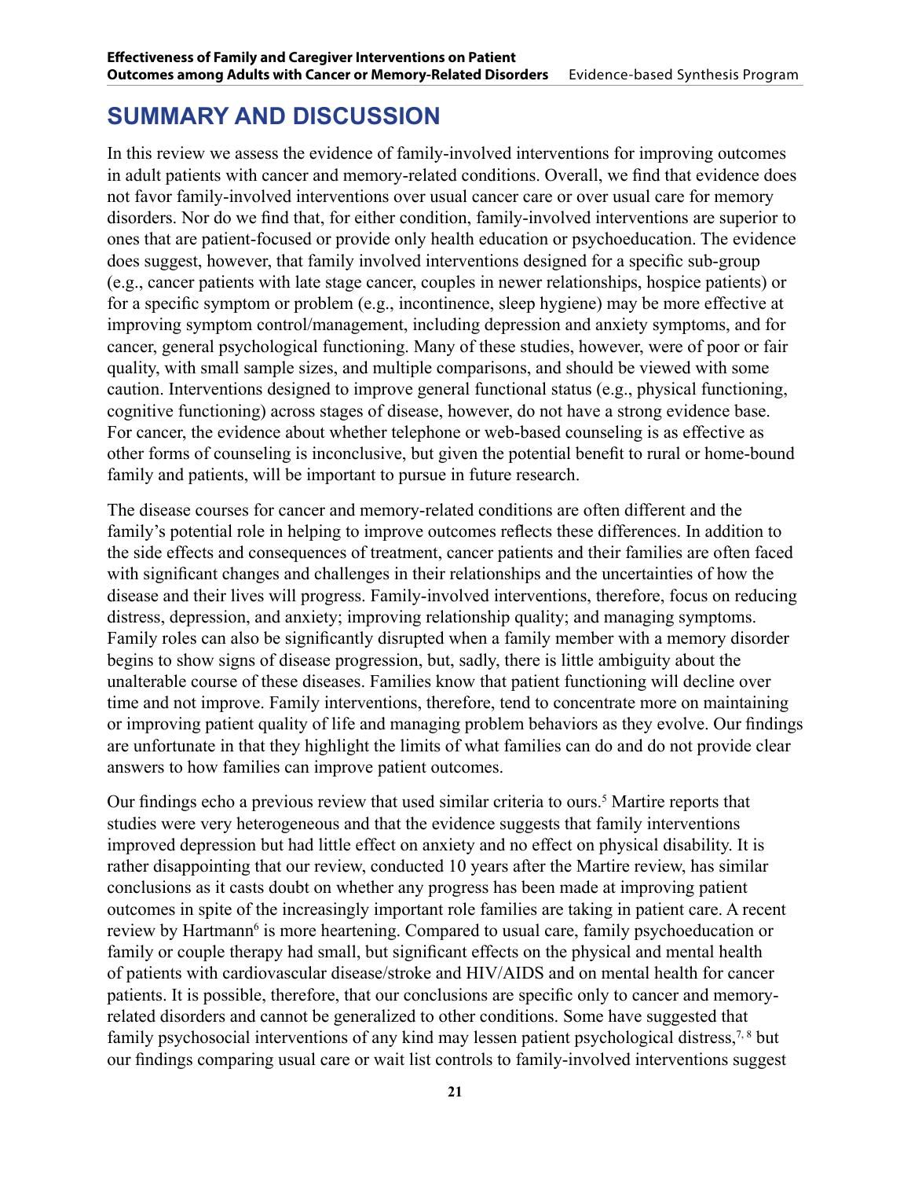## SUMMARY AND DISCUSSION

In this review we assess the evidence of family-involved interventions for improving outcomes in adult patients with cancer and memory-related conditions. Overall, we find that evidence does not favor family-involved interventions over usual cancer care or over usual care for memory disorders. Nor do we find that, for either condition, family-involved interventions are superior to ones that are patient-focused or provide only health education or psychoeducation. The evidence does suggest, however, that family involved interventions designed for a specific sub-group (e.g., cancer patients with late stage cancer, couples in newer relationships, hospice patients) or for a specific symptom or problem (e.g., incontinence, sleep hygiene) may be more effective at improving symptom control/management, including depression and anxiety symptoms, and for cancer, general psychological functioning. Many of these studies, however, were of poor or fair quality, with small sample sizes, and multiple comparisons, and should be viewed with some caution. Interventions designed to improve general functional status (e.g., physical functioning, cognitive functioning) across stages of disease, however, do not have a strong evidence base. For cancer, the evidence about whether telephone or web-based counseling is as effective as other forms of counseling is inconclusive, but given the potential benefit to rural or home-bound family and patients, will be important to pursue in future research.

The disease courses for cancer and memory-related conditions are often different and the family's potential role in helping to improve outcomes reflects these differences. In addition to the side effects and consequences of treatment, cancer patients and their families are often faced with significant changes and challenges in their relationships and the uncertainties of how the disease and their lives will progress. Family-involved interventions, therefore, focus on reducing distress, depression, and anxiety; improving relationship quality; and managing symptoms. Family roles can also be significantly disrupted when a family member with a memory disorder begins to show signs of disease progression, but, sadly, there is little ambiguity about the unalterable course of these diseases. Families know that patient functioning will decline over time and not improve. Family interventions, therefore, tend to concentrate more on maintaining or improving patient quality of life and managing problem behaviors as they evolve. Our findings are unfortunate in that they highlight the limits of what families can do and do not provide clear answers to how families can improve patient outcomes.

Our findings echo a previous review that used similar criteria to ours.[5] Martire reports that studies were very heterogeneous and that the evidence suggests that family interventions improved depression but had little effect on anxiety and no effect on physical disability. It is rather disappointing that our review, conducted 10 years after the Martire review, has similar conclusions as it casts doubt on whether any progress has been made at improving patient outcomes in spite of the increasingly important role families are taking in patient care. A recent review by Hartmann[6] is more heartening. Compared to usual care, family psychoeducation or family or couple therapy had small, but significant effects on the physical and mental health of patients with cardiovascular disease/stroke and HIV/AIDS and on mental health for cancer patients. It is possible, therefore, that our conclusions are specific only to cancer and memory-related disorders and cannot be generalized to other conditions. Some have suggested that family psychosocial interventions of any kind may lessen patient psychological distress,[7, 8] but our findings comparing usual care or wait list controls to family-involved interventions suggest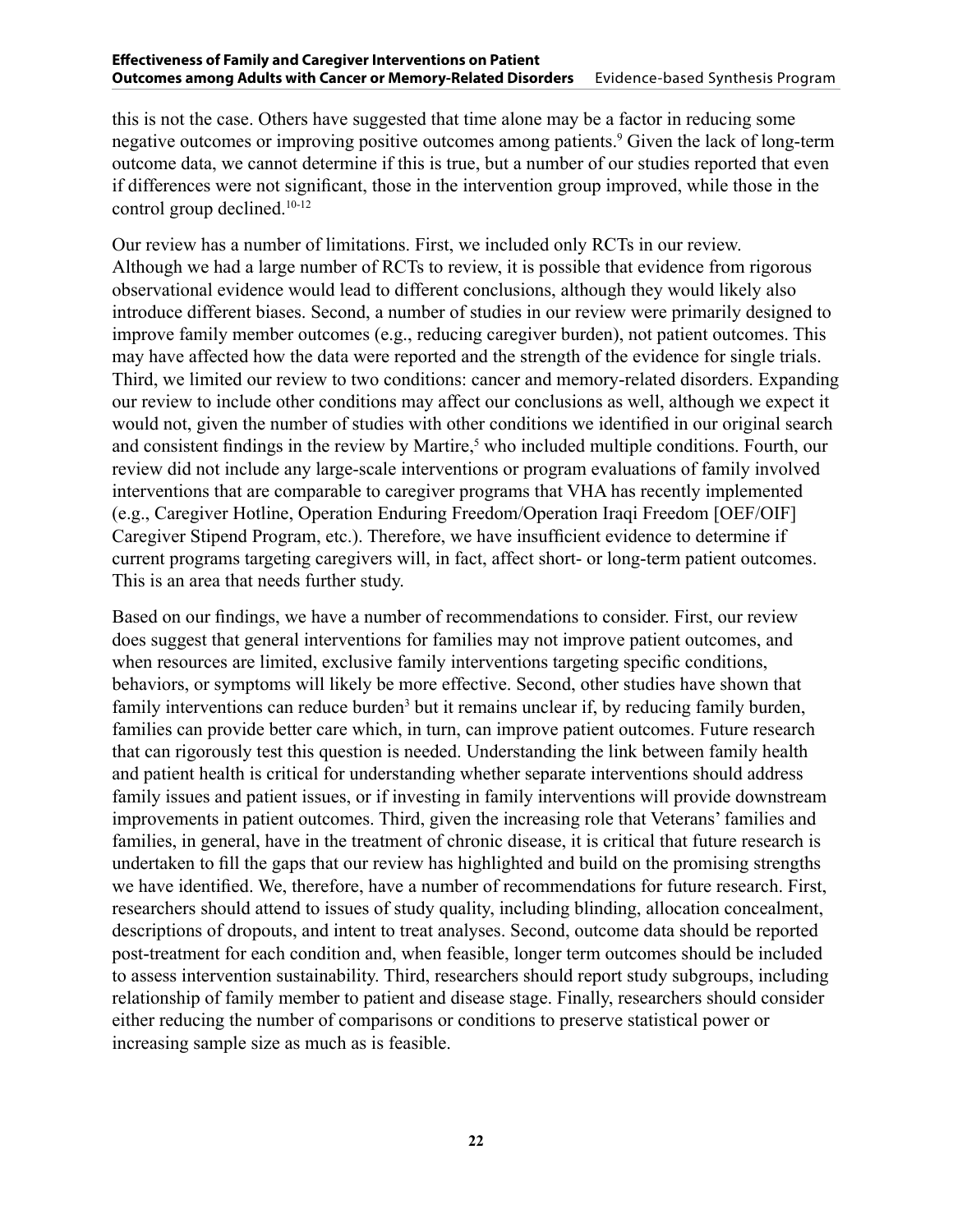this is not the case. Others have suggested that time alone may be a factor in reducing some negative outcomes or improving positive outcomes among patients.[9] Given the lack of long-term outcome data, we cannot determine if this is true, but a number of our studies reported that even if differences were not significant, those in the intervention group improved, while those in the control group declined.[10-12]

Our review has a number of limitations. First, we included only RCTs in our review. Although we had a large number of RCTs to review, it is possible that evidence from rigorous observational evidence would lead to different conclusions, although they would likely also introduce different biases. Second, a number of studies in our review were primarily designed to improve family member outcomes (e.g., reducing caregiver burden), not patient outcomes. This may have affected how the data were reported and the strength of the evidence for single trials. Third, we limited our review to two conditions: cancer and memory-related disorders. Expanding our review to include other conditions may affect our conclusions as well, although we expect it would not, given the number of studies with other conditions we identified in our original search and consistent findings in the review by Martire,[5] who included multiple conditions. Fourth, our review did not include any large-scale interventions or program evaluations of family involved interventions that are comparable to caregiver programs that VHA has recently implemented (e.g., Caregiver Hotline, Operation Enduring Freedom/Operation Iraqi Freedom [OEF/OIF] Caregiver Stipend Program, etc.). Therefore, we have insufficient evidence to determine if current programs targeting caregivers will, in fact, affect short- or long-term patient outcomes. This is an area that needs further study.

Based on our findings, we have a number of recommendations to consider. First, our review does suggest that general interventions for families may not improve patient outcomes, and when resources are limited, exclusive family interventions targeting specific conditions, behaviors, or symptoms will likely be more effective. Second, other studies have shown that family interventions can reduce burden[3] but it remains unclear if, by reducing family burden, families can provide better care which, in turn, can improve patient outcomes. Future research that can rigorously test this question is needed. Understanding the link between family health and patient health is critical for understanding whether separate interventions should address family issues and patient issues, or if investing in family interventions will provide downstream improvements in patient outcomes. Third, given the increasing role that Veterans' families and families, in general, have in the treatment of chronic disease, it is critical that future research is undertaken to fill the gaps that our review has highlighted and build on the promising strengths we have identified. We, therefore, have a number of recommendations for future research. First, researchers should attend to issues of study quality, including blinding, allocation concealment, descriptions of dropouts, and intent to treat analyses. Second, outcome data should be reported post-treatment for each condition and, when feasible, longer term outcomes should be included to assess intervention sustainability. Third, researchers should report study subgroups, including relationship of family member to patient and disease stage. Finally, researchers should consider either reducing the number of comparisons or conditions to preserve statistical power or increasing sample size as much as is feasible.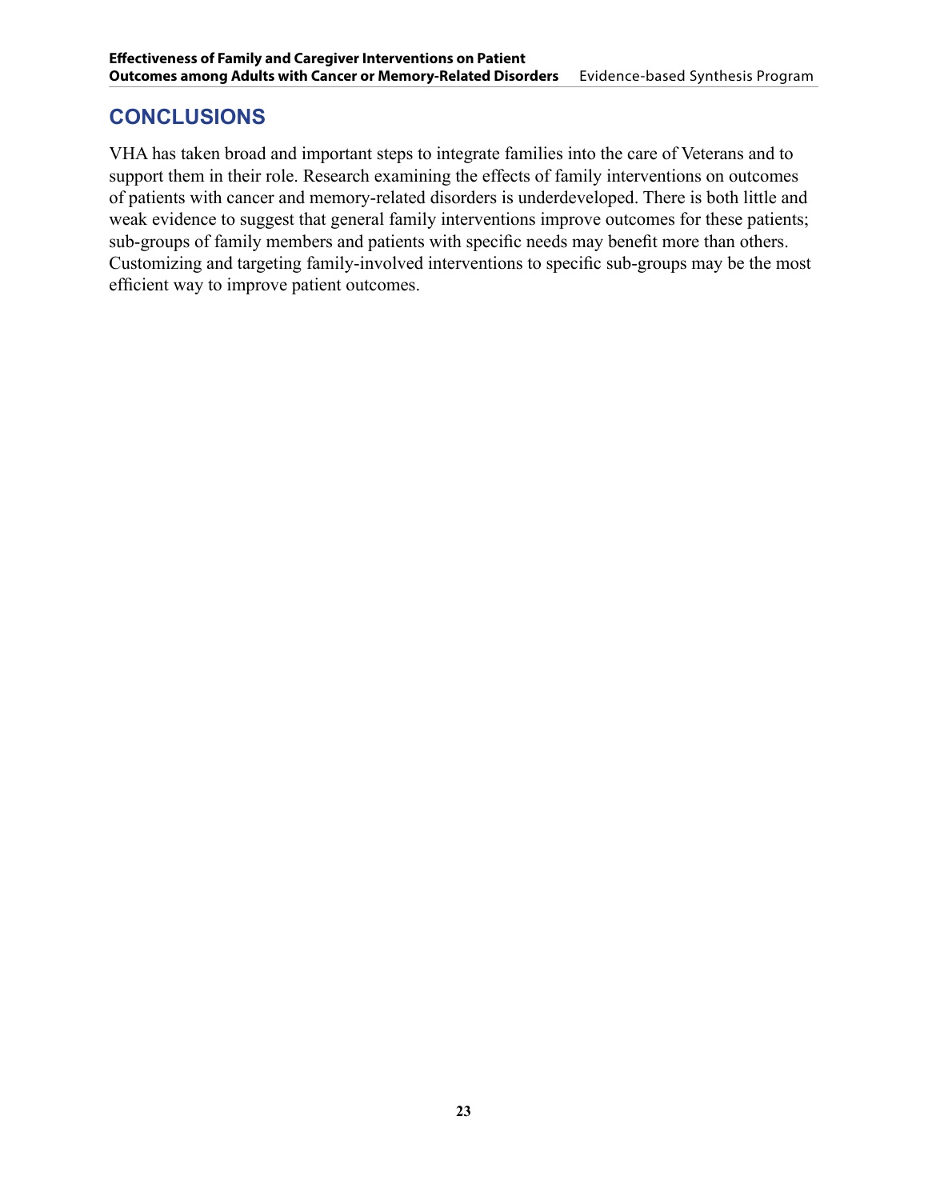## CONCLUSIONS

VHA has taken broad and important steps to integrate families into the care of Veterans and to support them in their role. Research examining the effects of family interventions on outcomes of patients with cancer and memory-related disorders is underdeveloped. There is both little and weak evidence to suggest that general family interventions improve outcomes for these patients; sub-groups of family members and patients with specific needs may benefit more than others. Customizing and targeting family-involved interventions to specific sub-groups may be the most efficient way to improve patient outcomes.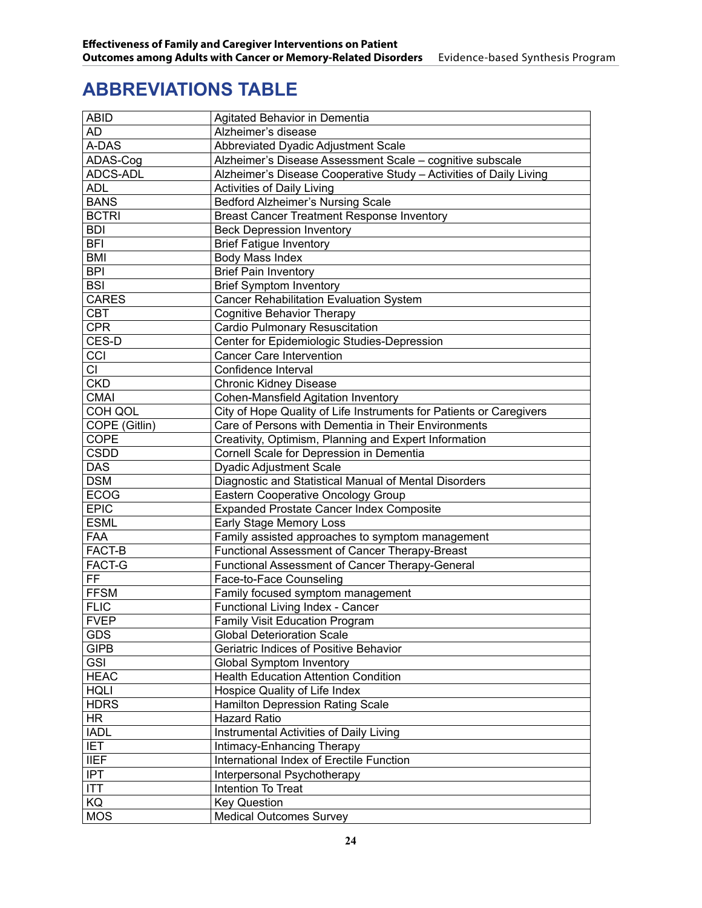# ABBREVIATIONS TABLE

| | |
|---|---|
| ABID | Agitated Behavior in Dementia |
| AD | Alzheimer's disease |
| A-DAS | Abbreviated Dyadic Adjustment Scale |
| ADAS-Cog | Alzheimer's Disease Assessment Scale – cognitive subscale |
| ADCS-ADL | Alzheimer's Disease Cooperative Study – Activities of Daily Living |
| ADL | Activities of Daily Living |
| BANS | Bedford Alzheimer's Nursing Scale |
| BCTRI | Breast Cancer Treatment Response Inventory |
| BDI | Beck Depression Inventory |
| BFI | Brief Fatigue Inventory |
| BMI | Body Mass Index |
| BPI | Brief Pain Inventory |
| BSI | Brief Symptom Inventory |
| CARES | Cancer Rehabilitation Evaluation System |
| CBT | Cognitive Behavior Therapy |
| CPR | Cardio Pulmonary Resuscitation |
| CES-D | Center for Epidemiologic Studies-Depression |
| CCI | Cancer Care Intervention |
| CI | Confidence Interval |
| CKD | Chronic Kidney Disease |
| CMAI | Cohen-Mansfield Agitation Inventory |
| COH QOL | City of Hope Quality of Life Instruments for Patients or Caregivers |
| COPE (Gitlin) | Care of Persons with Dementia in Their Environments |
| COPE | Creativity, Optimism, Planning and Expert Information |
| CSDD | Cornell Scale for Depression in Dementia |
| DAS | Dyadic Adjustment Scale |
| DSM | Diagnostic and Statistical Manual of Mental Disorders |
| ECOG | Eastern Cooperative Oncology Group |
| EPIC | Expanded Prostate Cancer Index Composite |
| ESML | Early Stage Memory Loss |
| FAA | Family assisted approaches to symptom management |
| FACT-B | Functional Assessment of Cancer Therapy-Breast |
| FACT-G | Functional Assessment of Cancer Therapy-General |
| FF | Face-to-Face Counseling |
| FFSM | Family focused symptom management |
| FLIC | Functional Living Index - Cancer |
| FVEP | Family Visit Education Program |
| GDS | Global Deterioration Scale |
| GIPB | Geriatric Indices of Positive Behavior |
| GSI | Global Symptom Inventory |
| HEAC | Health Education Attention Condition |
| HQLI | Hospice Quality of Life Index |
| HDRS | Hamilton Depression Rating Scale |
| HR | Hazard Ratio |
| IADL | Instrumental Activities of Daily Living |
| IET | Intimacy-Enhancing Therapy |
| IIEF | International Index of Erectile Function |
| IPT | Interpersonal Psychotherapy |
| ITT | Intention To Treat |
| KQ | Key Question |
| MOS | Medical Outcomes Survey |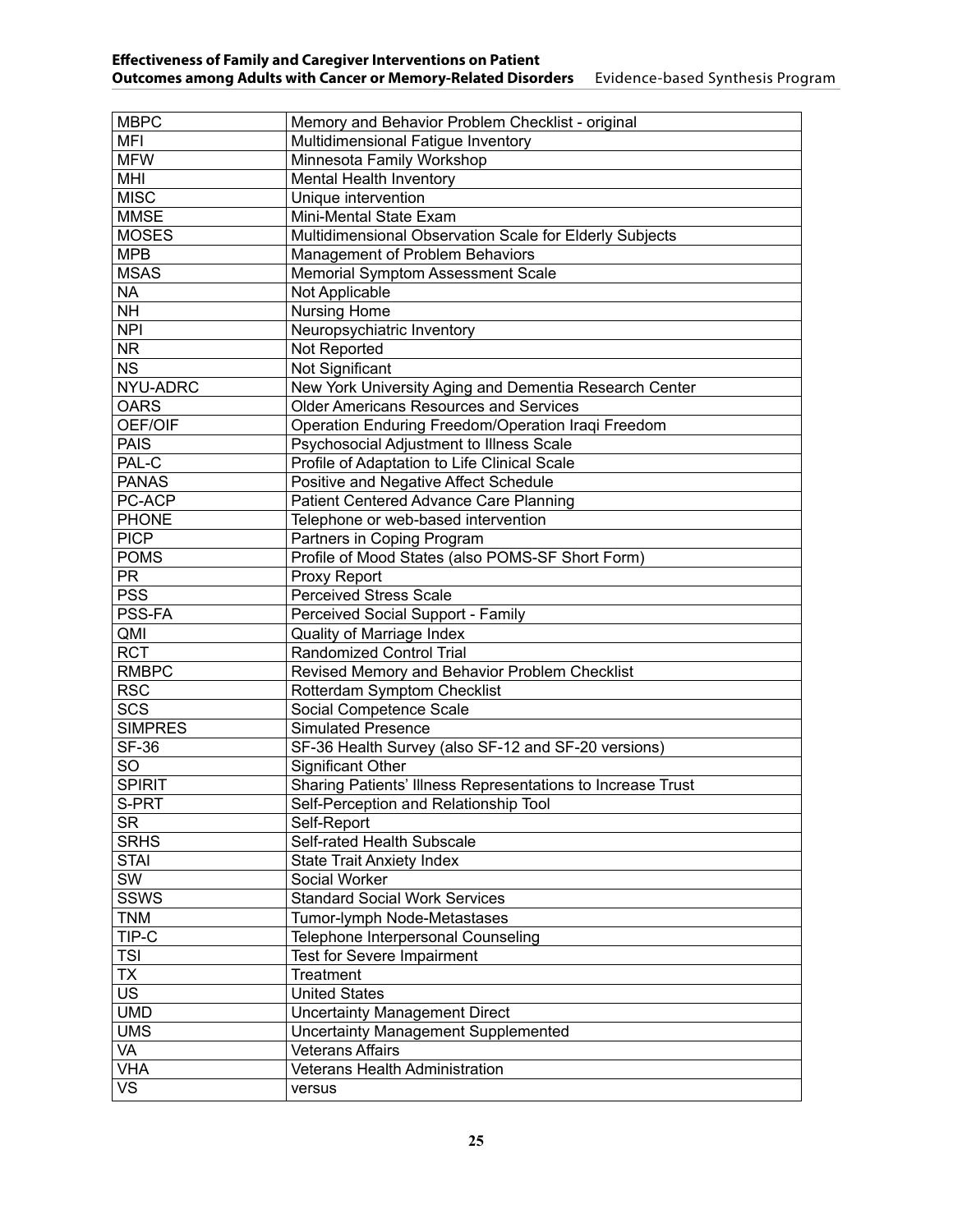| | |
|---|---|
| MBPC | Memory and Behavior Problem Checklist - original |
| MFI | Multidimensional Fatigue Inventory |
| MFW | Minnesota Family Workshop |
| MHI | Mental Health Inventory |
| MISC | Unique intervention |
| MMSE | Mini-Mental State Exam |
| MOSES | Multidimensional Observation Scale for Elderly Subjects |
| MPB | Management of Problem Behaviors |
| MSAS | Memorial Symptom Assessment Scale |
| NA | Not Applicable |
| NH | Nursing Home |
| NPI | Neuropsychiatric Inventory |
| NR | Not Reported |
| NS | Not Significant |
| NYU-ADRC | New York University Aging and Dementia Research Center |
| OARS | Older Americans Resources and Services |
| OEF/OIF | Operation Enduring Freedom/Operation Iraqi Freedom |
| PAIS | Psychosocial Adjustment to Illness Scale |
| PAL-C | Profile of Adaptation to Life Clinical Scale |
| PANAS | Positive and Negative Affect Schedule |
| PC-ACP | Patient Centered Advance Care Planning |
| PHONE | Telephone or web-based intervention |
| PICP | Partners in Coping Program |
| POMS | Profile of Mood States (also POMS-SF Short Form) |
| PR | Proxy Report |
| PSS | Perceived Stress Scale |
| PSS-FA | Perceived Social Support - Family |
| QMI | Quality of Marriage Index |
| RCT | Randomized Control Trial |
| RMBPC | Revised Memory and Behavior Problem Checklist |
| RSC | Rotterdam Symptom Checklist |
| SCS | Social Competence Scale |
| SIMPRES | Simulated Presence |
| SF-36 | SF-36 Health Survey (also SF-12 and SF-20 versions) |
| SO | Significant Other |
| SPIRIT | Sharing Patients' Illness Representations to Increase Trust |
| S-PRT | Self-Perception and Relationship Tool |
| SR | Self-Report |
| SRHS | Self-rated Health Subscale |
| STAI | State Trait Anxiety Index |
| SW | Social Worker |
| SSWS | Standard Social Work Services |
| TNM | Tumor-lymph Node-Metastases |
| TIP-C | Telephone Interpersonal Counseling |
| TSI | Test for Severe Impairment |
| TX | Treatment |
| US | United States |
| UMD | Uncertainty Management Direct |
| UMS | Uncertainty Management Supplemented |
| VA | Veterans Affairs |
| VHA | Veterans Health Administration |
| VS | versus |